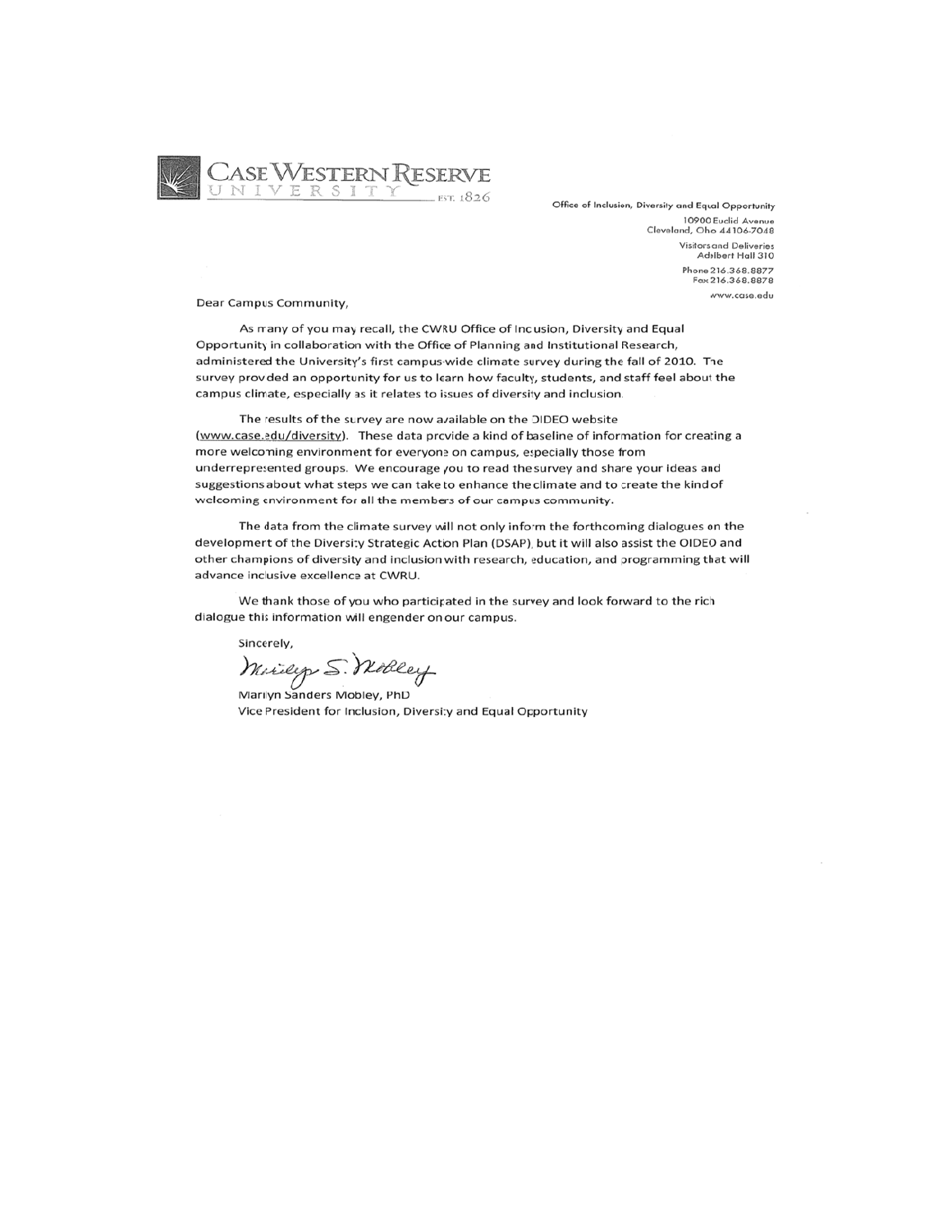**CASE WESTERN RESERVE UNIVERSITY** EST. 1826

Office of Inclusion, Diversity and Equal Opportunity
10900 Euclid Avenue
Cleveland, Ohio 44106-7048
Visitors and Deliveries
Adelbert Hall 310
Phone 216.368.8877
Fax 216.368.8878
www.case.edu

Dear Campus Community,

As many of you may recall, the CWRU Office of Inclusion, Diversity and Equal Opportunity in collaboration with the Office of Planning and Institutional Research, administered the University's first campus-wide climate survey during the fall of 2010. The survey provided an opportunity for us to learn how faculty, students, and staff feel about the campus climate, especially as it relates to issues of diversity and inclusion.

The results of the survey are now available on the OIDEO website (www.case.edu/diversity). These data provide a kind of baseline of information for creating a more welcoming environment for everyone on campus, especially those from underrepresented groups. We encourage you to read the survey and share your ideas and suggestions about what steps we can take to enhance the climate and to create the kind of welcoming environment for all the members of our campus community.

The data from the climate survey will not only inform the forthcoming dialogues on the development of the Diversity Strategic Action Plan (DSAP), but it will also assist the OIDEO and other champions of diversity and inclusion with research, education, and programming that will advance inclusive excellence at CWRU.

We thank those of you who participated in the survey and look forward to the rich dialogue this information will engender on our campus.

Sincerely,

Marilyn S. Mobley

Marilyn Sanders Mobley, PhD
Vice President for Inclusion, Diversity and Equal Opportunity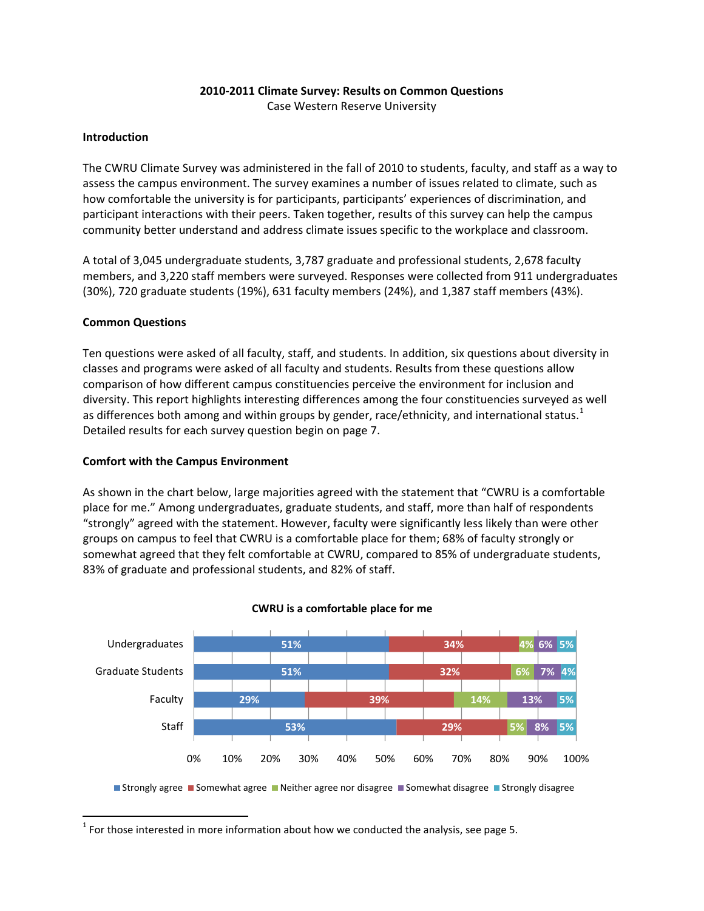**2010-2011 Climate Survey: Results on Common Questions**
Case Western Reserve University

## Introduction

The CWRU Climate Survey was administered in the fall of 2010 to students, faculty, and staff as a way to assess the campus environment. The survey examines a number of issues related to climate, such as how comfortable the university is for participants, participants' experiences of discrimination, and participant interactions with their peers. Taken together, results of this survey can help the campus community better understand and address climate issues specific to the workplace and classroom.

A total of 3,045 undergraduate students, 3,787 graduate and professional students, 2,678 faculty members, and 3,220 staff members were surveyed. Responses were collected from 911 undergraduates (30%), 720 graduate students (19%), 631 faculty members (24%), and 1,387 staff members (43%).

## Common Questions

Ten questions were asked of all faculty, staff, and students. In addition, six questions about diversity in classes and programs were asked of all faculty and students. Results from these questions allow comparison of how different campus constituencies perceive the environment for inclusion and diversity. This report highlights interesting differences among the four constituencies surveyed as well as differences both among and within groups by gender, race/ethnicity, and international status.[1] Detailed results for each survey question begin on page 7.

## Comfort with the Campus Environment

As shown in the chart below, large majorities agreed with the statement that "CWRU is a comfortable place for me." Among undergraduates, graduate students, and staff, more than half of respondents "strongly" agreed with the statement. However, faculty were significantly less likely than were other groups on campus to feel that CWRU is a comfortable place for them; 68% of faculty strongly or somewhat agreed that they felt comfortable at CWRU, compared to 85% of undergraduate students, 83% of graduate and professional students, and 82% of staff.

**CWRU is a comfortable place for me**

| | Strongly agree | Somewhat agree | Neither agree nor disagree | Somewhat disagree | Strongly disagree |
|---|---|---|---|---|---|
| Undergraduates | 51% | 34% | 4% | 6% | 5% |
| Graduate Students | 51% | 32% | 6% | 7% | 4% |
| Faculty | 29% | 39% | 14% | 13% | 5% |
| Staff | 53% | 29% | 5% | 8% | 5% |

[1] For those interested in more information about how we conducted the analysis, see page 5.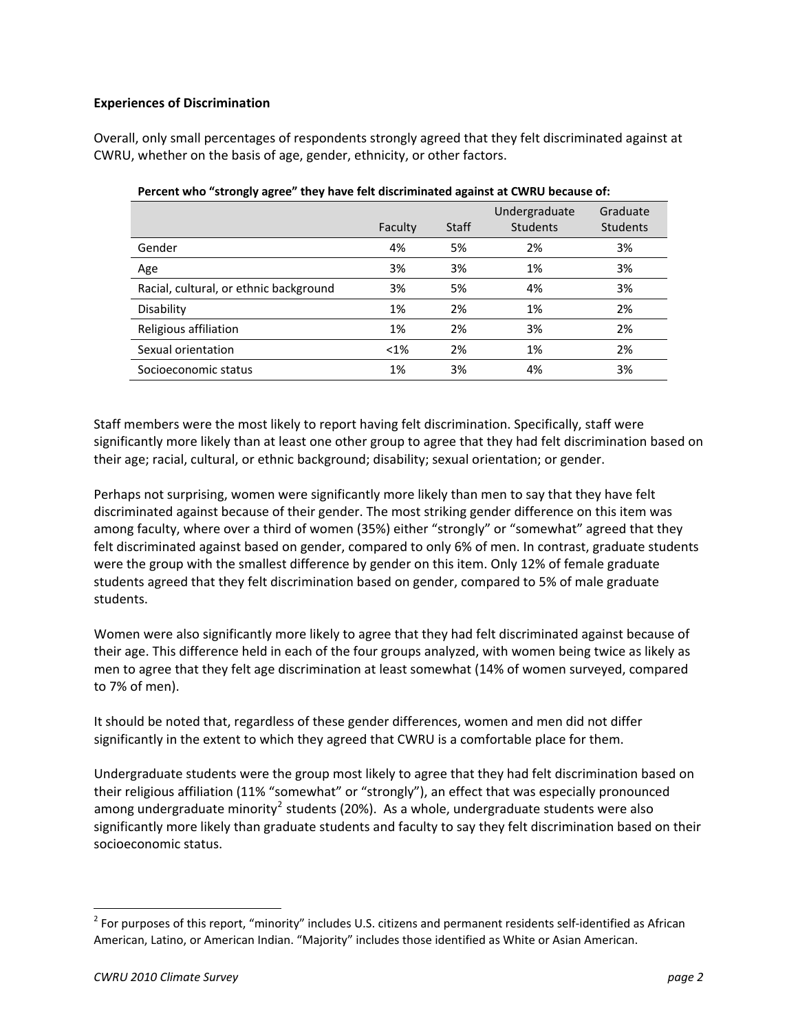### Experiences of Discrimination

Overall, only small percentages of respondents strongly agreed that they felt discriminated against at CWRU, whether on the basis of age, gender, ethnicity, or other factors.

**Percent who "strongly agree" they have felt discriminated against at CWRU because of:**

| | Faculty | Staff | Undergraduate Students | Graduate Students |
|---|---|---|---|---|
| Gender | 4% | 5% | 2% | 3% |
| Age | 3% | 3% | 1% | 3% |
| Racial, cultural, or ethnic background | 3% | 5% | 4% | 3% |
| Disability | 1% | 2% | 1% | 2% |
| Religious affiliation | 1% | 2% | 3% | 2% |
| Sexual orientation | <1% | 2% | 1% | 2% |
| Socioeconomic status | 1% | 3% | 4% | 3% |

Staff members were the most likely to report having felt discrimination. Specifically, staff were significantly more likely than at least one other group to agree that they had felt discrimination based on their age; racial, cultural, or ethnic background; disability; sexual orientation; or gender.

Perhaps not surprising, women were significantly more likely than men to say that they have felt discriminated against because of their gender. The most striking gender difference on this item was among faculty, where over a third of women (35%) either "strongly" or "somewhat" agreed that they felt discriminated against based on gender, compared to only 6% of men. In contrast, graduate students were the group with the smallest difference by gender on this item. Only 12% of female graduate students agreed that they felt discrimination based on gender, compared to 5% of male graduate students.

Women were also significantly more likely to agree that they had felt discriminated against because of their age. This difference held in each of the four groups analyzed, with women being twice as likely as men to agree that they felt age discrimination at least somewhat (14% of women surveyed, compared to 7% of men).

It should be noted that, regardless of these gender differences, women and men did not differ significantly in the extent to which they agreed that CWRU is a comfortable place for them.

Undergraduate students were the group most likely to agree that they had felt discrimination based on their religious affiliation (11% "somewhat" or "strongly"), an effect that was especially pronounced among undergraduate minority[2] students (20%). As a whole, undergraduate students were also significantly more likely than graduate students and faculty to say they felt discrimination based on their socioeconomic status.

[2] For purposes of this report, "minority" includes U.S. citizens and permanent residents self-identified as African American, Latino, or American Indian. "Majority" includes those identified as White or Asian American.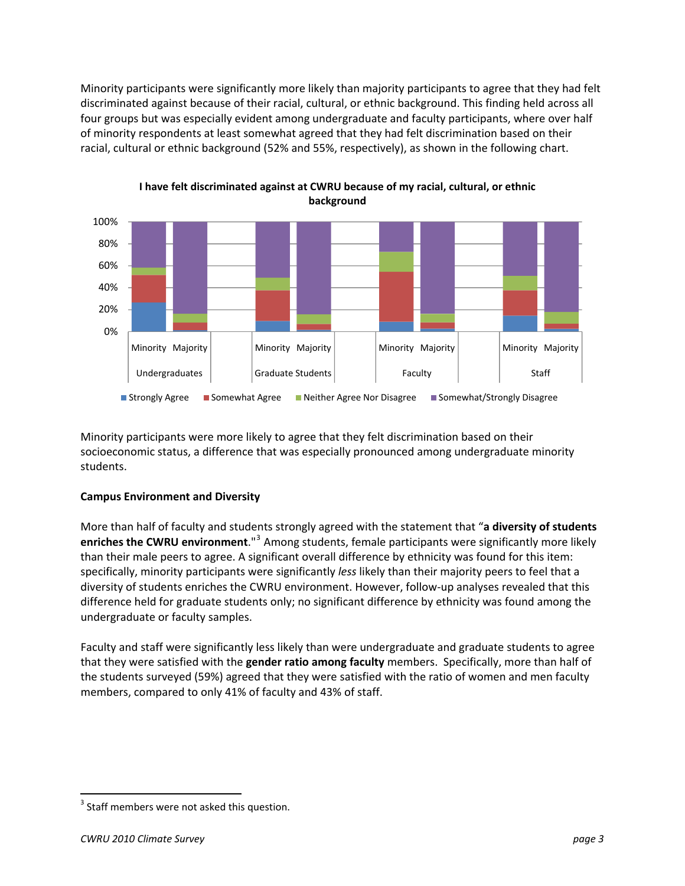Minority participants were significantly more likely than majority participants to agree that they had felt discriminated against because of their racial, cultural, or ethnic background. This finding held across all four groups but was especially evident among undergraduate and faculty participants, where over half of minority respondents at least somewhat agreed that they had felt discrimination based on their racial, cultural or ethnic background (52% and 55%, respectively), as shown in the following chart.

**I have felt discriminated against at CWRU because of my racial, cultural, or ethnic background**

Minority participants were more likely to agree that they felt discrimination based on their socioeconomic status, a difference that was especially pronounced among undergraduate minority students.

**Campus Environment and Diversity**

More than half of faculty and students strongly agreed with the statement that "**a diversity of students enriches the CWRU environment**."[3] Among students, female participants were significantly more likely than their male peers to agree. A significant overall difference by ethnicity was found for this item: specifically, minority participants were significantly *less* likely than their majority peers to feel that a diversity of students enriches the CWRU environment. However, follow-up analyses revealed that this difference held for graduate students only; no significant difference by ethnicity was found among the undergraduate or faculty samples.

Faculty and staff were significantly less likely than were undergraduate and graduate students to agree that they were satisfied with the **gender ratio among faculty** members. Specifically, more than half of the students surveyed (59%) agreed that they were satisfied with the ratio of women and men faculty members, compared to only 41% of faculty and 43% of staff.

[3] Staff members were not asked this question.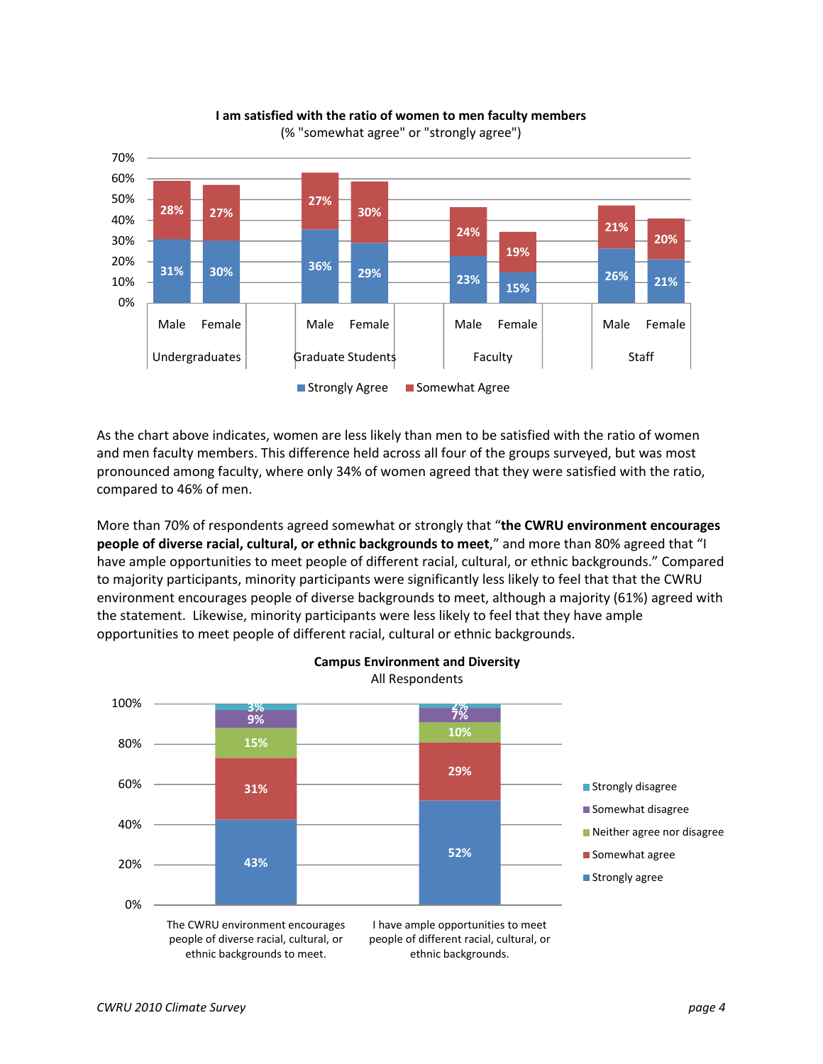**I am satisfied with the ratio of women to men faculty members**
(% "somewhat agree" or "strongly agree")

| Group | Gender | Strongly Agree | Somewhat Agree |
|---|---|---|---|
| Undergraduates | Male | 31% | 28% |
| Undergraduates | Female | 30% | 27% |
| Graduate Students | Male | 36% | 27% |
| Graduate Students | Female | 29% | 30% |
| Faculty | Male | 23% | 24% |
| Faculty | Female | 15% | 19% |
| Staff | Male | 26% | 21% |
| Staff | Female | 21% | 20% |

As the chart above indicates, women are less likely than men to be satisfied with the ratio of women and men faculty members. This difference held across all four of the groups surveyed, but was most pronounced among faculty, where only 34% of women agreed that they were satisfied with the ratio, compared to 46% of men.

More than 70% of respondents agreed somewhat or strongly that "**the CWRU environment encourages people of diverse racial, cultural, or ethnic backgrounds to meet**," and more than 80% agreed that "I have ample opportunities to meet people of different racial, cultural, or ethnic backgrounds." Compared to majority participants, minority participants were significantly less likely to feel that that the CWRU environment encourages people of diverse backgrounds to meet, although a majority (61%) agreed with the statement. Likewise, minority participants were less likely to feel that they have ample opportunities to meet people of different racial, cultural or ethnic backgrounds.

**Campus Environment and Diversity**
All Respondents

| | The CWRU environment encourages people of diverse racial, cultural, or ethnic backgrounds to meet. | I have ample opportunities to meet people of different racial, cultural, or ethnic backgrounds. |
|---|---|---|
| Strongly disagree | 3% | 2% |
| Somewhat disagree | 9% | 7% |
| Neither agree nor disagree | 15% | 10% |
| Somewhat agree | 31% | 29% |
| Strongly agree | 43% | 52% |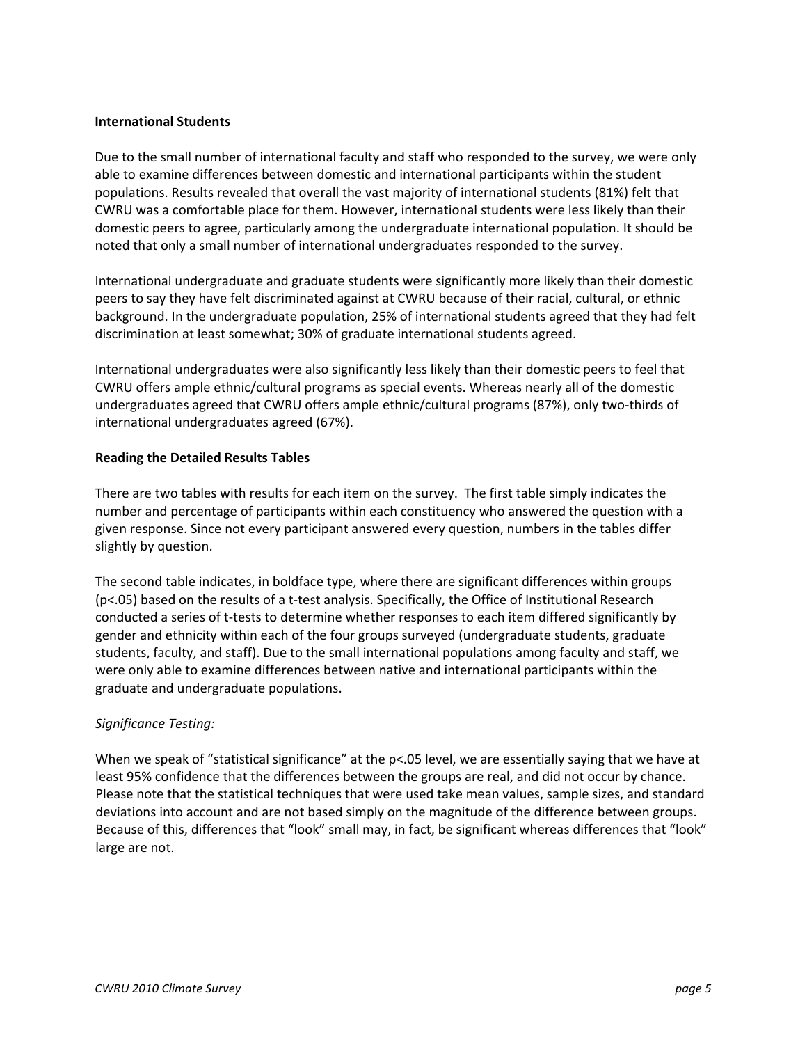**International Students**

Due to the small number of international faculty and staff who responded to the survey, we were only able to examine differences between domestic and international participants within the student populations. Results revealed that overall the vast majority of international students (81%) felt that CWRU was a comfortable place for them. However, international students were less likely than their domestic peers to agree, particularly among the undergraduate international population. It should be noted that only a small number of international undergraduates responded to the survey.

International undergraduate and graduate students were significantly more likely than their domestic peers to say they have felt discriminated against at CWRU because of their racial, cultural, or ethnic background. In the undergraduate population, 25% of international students agreed that they had felt discrimination at least somewhat; 30% of graduate international students agreed.

International undergraduates were also significantly less likely than their domestic peers to feel that CWRU offers ample ethnic/cultural programs as special events. Whereas nearly all of the domestic undergraduates agreed that CWRU offers ample ethnic/cultural programs (87%), only two-thirds of international undergraduates agreed (67%).

**Reading the Detailed Results Tables**

There are two tables with results for each item on the survey. The first table simply indicates the number and percentage of participants within each constituency who answered the question with a given response. Since not every participant answered every question, numbers in the tables differ slightly by question.

The second table indicates, in boldface type, where there are significant differences within groups ($p<.05$) based on the results of a t-test analysis. Specifically, the Office of Institutional Research conducted a series of t-tests to determine whether responses to each item differed significantly by gender and ethnicity within each of the four groups surveyed (undergraduate students, graduate students, faculty, and staff). Due to the small international populations among faculty and staff, we were only able to examine differences between native and international participants within the graduate and undergraduate populations.

*Significance Testing:*

When we speak of "statistical significance" at the $p<.05$ level, we are essentially saying that we have at least 95% confidence that the differences between the groups are real, and did not occur by chance. Please note that the statistical techniques that were used take mean values, sample sizes, and standard deviations into account and are not based simply on the magnitude of the difference between groups. Because of this, differences that "look" small may, in fact, be significant whereas differences that "look" large are not.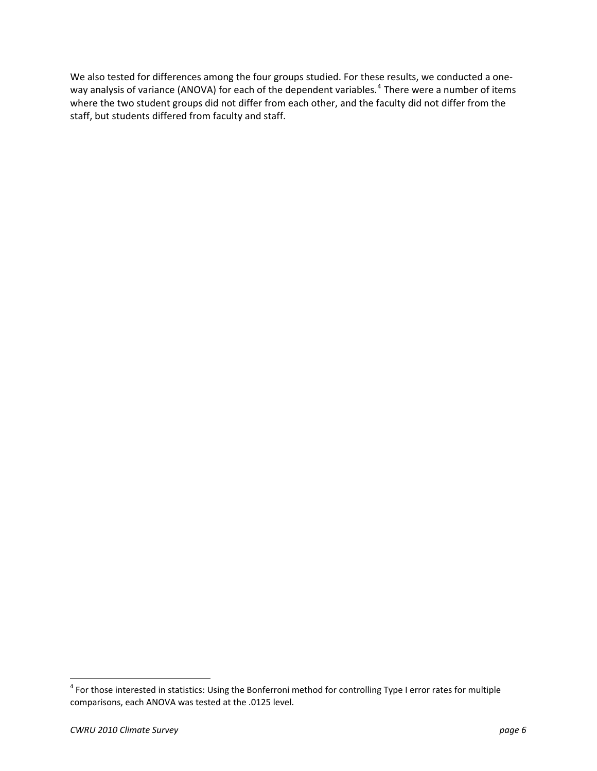We also tested for differences among the four groups studied. For these results, we conducted a one-way analysis of variance (ANOVA) for each of the dependent variables.[4] There were a number of items where the two student groups did not differ from each other, and the faculty did not differ from the staff, but students differed from faculty and staff.

[4] For those interested in statistics: Using the Bonferroni method for controlling Type I error rates for multiple comparisons, each ANOVA was tested at the .0125 level.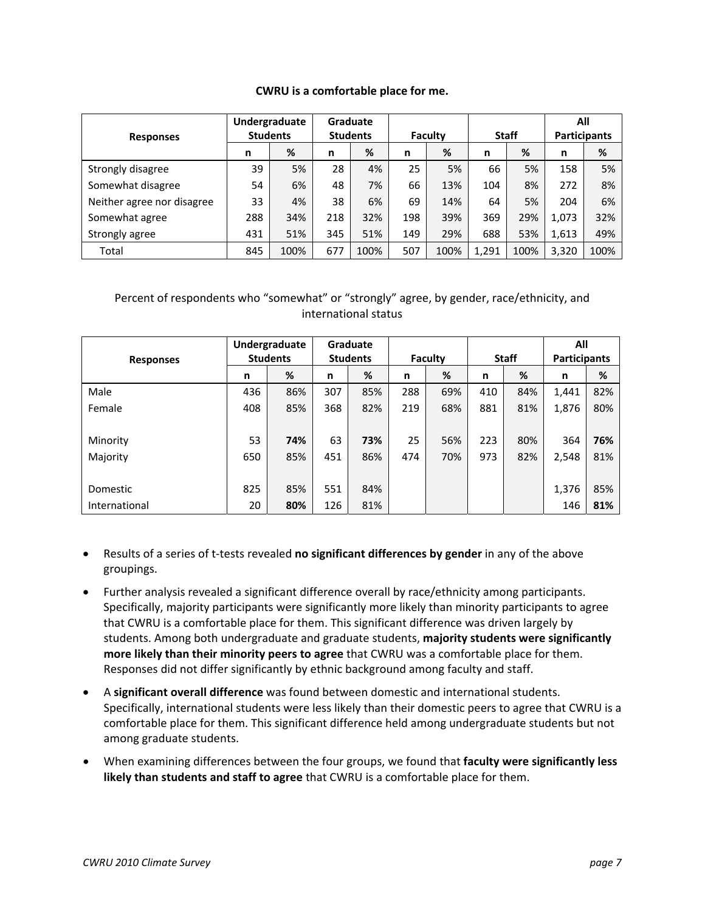**CWRU is a comfortable place for me.**

| Responses | Undergraduate Students | | Graduate Students | | Faculty | | Staff | | All Participants | |
|---|---|---|---|---|---|---|---|---|---|---|
| | n | % | n | % | n | % | n | % | n | % |
| Strongly disagree | 39 | 5% | 28 | 4% | 25 | 5% | 66 | 5% | 158 | 5% |
| Somewhat disagree | 54 | 6% | 48 | 7% | 66 | 13% | 104 | 8% | 272 | 8% |
| Neither agree nor disagree | 33 | 4% | 38 | 6% | 69 | 14% | 64 | 5% | 204 | 6% |
| Somewhat agree | 288 | 34% | 218 | 32% | 198 | 39% | 369 | 29% | 1,073 | 32% |
| Strongly agree | 431 | 51% | 345 | 51% | 149 | 29% | 688 | 53% | 1,613 | 49% |
| Total | 845 | 100% | 677 | 100% | 507 | 100% | 1,291 | 100% | 3,320 | 100% |

Percent of respondents who "somewhat" or "strongly" agree, by gender, race/ethnicity, and international status

| Responses | Undergraduate Students | | Graduate Students | | Faculty | | Staff | | All Participants | |
|---|---|---|---|---|---|---|---|---|---|---|
| | n | % | n | % | n | % | n | % | n | % |
| Male | 436 | 86% | 307 | 85% | 288 | 69% | 410 | 84% | 1,441 | 82% |
| Female | 408 | 85% | 368 | 82% | 219 | 68% | 881 | 81% | 1,876 | 80% |
| Minority | 53 | **74%** | 63 | **73%** | 25 | 56% | 223 | 80% | 364 | **76%** |
| Majority | 650 | 85% | 451 | 86% | 474 | 70% | 973 | 82% | 2,548 | 81% |
| Domestic | 825 | 85% | 551 | 84% | | | | | 1,376 | 85% |
| International | 20 | **80%** | 126 | 81% | | | | | 146 | **81%** |

- Results of a series of t-tests revealed **no significant differences by gender** in any of the above groupings.
- Further analysis revealed a significant difference overall by race/ethnicity among participants. Specifically, majority participants were significantly more likely than minority participants to agree that CWRU is a comfortable place for them. This significant difference was driven largely by students. Among both undergraduate and graduate students, **majority students were significantly more likely than their minority peers to agree** that CWRU was a comfortable place for them. Responses did not differ significantly by ethnic background among faculty and staff.
- A **significant overall difference** was found between domestic and international students. Specifically, international students were less likely than their domestic peers to agree that CWRU is a comfortable place for them. This significant difference held among undergraduate students but not among graduate students.
- When examining differences between the four groups, we found that **faculty were significantly less likely than students and staff to agree** that CWRU is a comfortable place for them.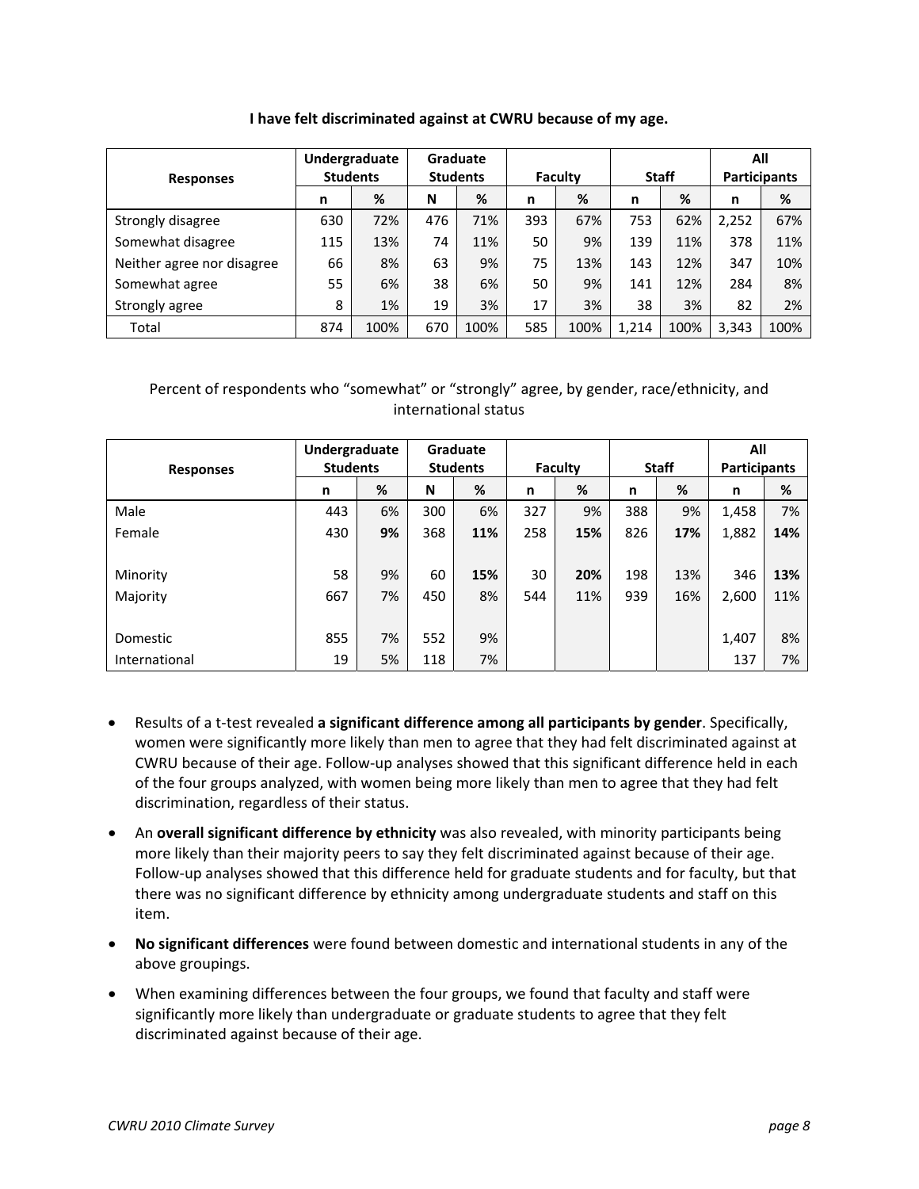**I have felt discriminated against at CWRU because of my age.**

| Responses | Undergraduate Students | | Graduate Students | | Faculty | | Staff | | All Participants | |
|---|---|---|---|---|---|---|---|---|---|---|
| | n | % | N | % | n | % | n | % | n | % |
| Strongly disagree | 630 | 72% | 476 | 71% | 393 | 67% | 753 | 62% | 2,252 | 67% |
| Somewhat disagree | 115 | 13% | 74 | 11% | 50 | 9% | 139 | 11% | 378 | 11% |
| Neither agree nor disagree | 66 | 8% | 63 | 9% | 75 | 13% | 143 | 12% | 347 | 10% |
| Somewhat agree | 55 | 6% | 38 | 6% | 50 | 9% | 141 | 12% | 284 | 8% |
| Strongly agree | 8 | 1% | 19 | 3% | 17 | 3% | 38 | 3% | 82 | 2% |
| Total | 874 | 100% | 670 | 100% | 585 | 100% | 1,214 | 100% | 3,343 | 100% |

Percent of respondents who "somewhat" or "strongly" agree, by gender, race/ethnicity, and international status

| Responses | Undergraduate Students | | Graduate Students | | Faculty | | Staff | | All Participants | |
|---|---|---|---|---|---|---|---|---|---|---|
| | n | % | N | % | n | % | n | % | n | % |
| Male | 443 | 6% | 300 | 6% | 327 | 9% | 388 | 9% | 1,458 | 7% |
| Female | 430 | **9%** | 368 | **11%** | 258 | **15%** | 826 | **17%** | 1,882 | **14%** |
| Minority | 58 | 9% | 60 | **15%** | 30 | **20%** | 198 | 13% | 346 | **13%** |
| Majority | 667 | 7% | 450 | 8% | 544 | 11% | 939 | 16% | 2,600 | 11% |
| Domestic | 855 | 7% | 552 | 9% | | | | | 1,407 | 8% |
| International | 19 | 5% | 118 | 7% | | | | | 137 | 7% |

- Results of a t-test revealed **a significant difference among all participants by gender**. Specifically, women were significantly more likely than men to agree that they had felt discriminated against at CWRU because of their age. Follow-up analyses showed that this significant difference held in each of the four groups analyzed, with women being more likely than men to agree that they had felt discrimination, regardless of their status.
- An **overall significant difference by ethnicity** was also revealed, with minority participants being more likely than their majority peers to say they felt discriminated against because of their age. Follow-up analyses showed that this difference held for graduate students and for faculty, but that there was no significant difference by ethnicity among undergraduate students and staff on this item.
- **No significant differences** were found between domestic and international students in any of the above groupings.
- When examining differences between the four groups, we found that faculty and staff were significantly more likely than undergraduate or graduate students to agree that they felt discriminated against because of their age.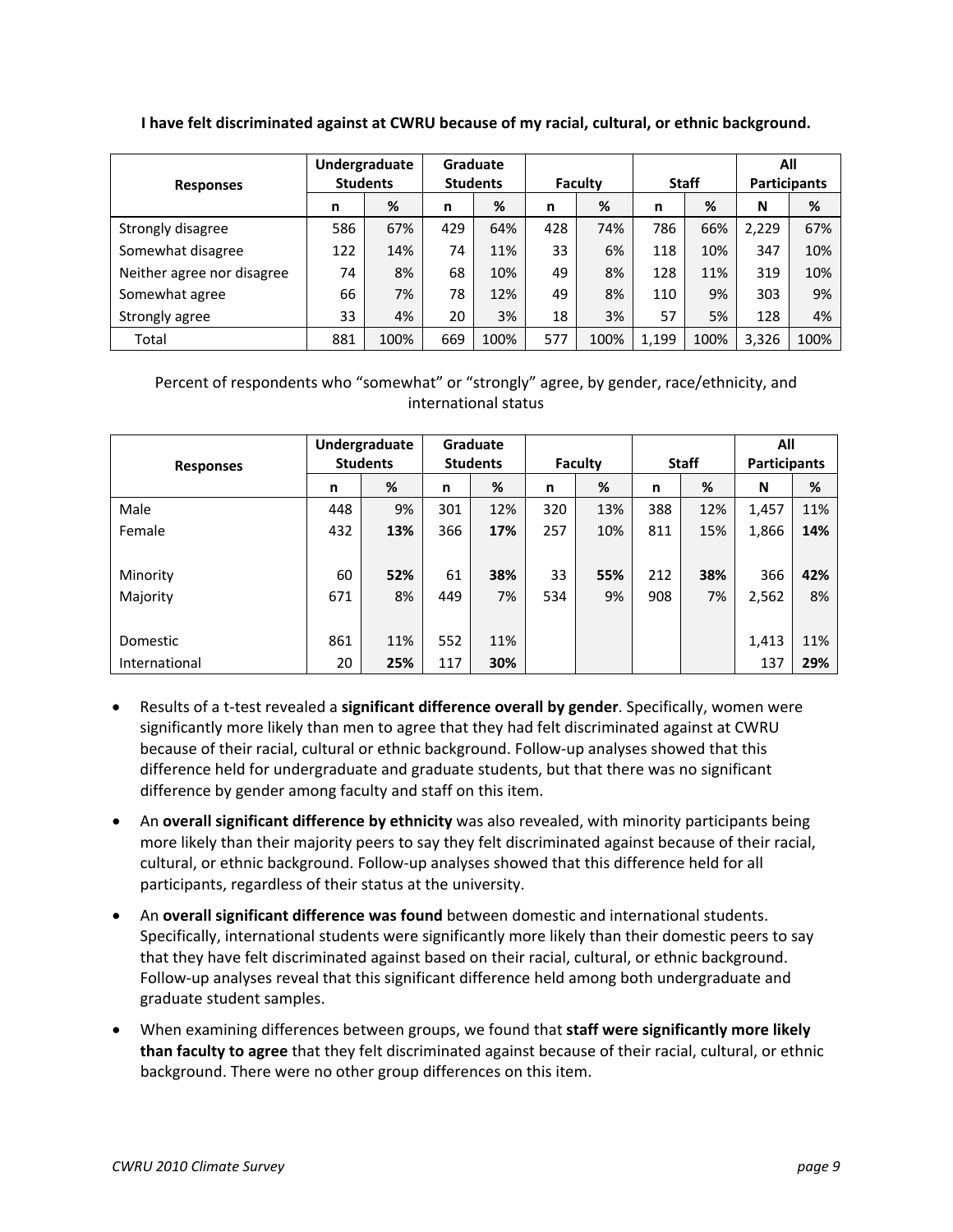**I have felt discriminated against at CWRU because of my racial, cultural, or ethnic background.**

| Responses | Undergraduate Students | | Graduate Students | | Faculty | | Staff | | All Participants | |
|---|---|---|---|---|---|---|---|---|---|---|
| | n | % | n | % | n | % | n | % | N | % |
| Strongly disagree | 586 | 67% | 429 | 64% | 428 | 74% | 786 | 66% | 2,229 | 67% |
| Somewhat disagree | 122 | 14% | 74 | 11% | 33 | 6% | 118 | 10% | 347 | 10% |
| Neither agree nor disagree | 74 | 8% | 68 | 10% | 49 | 8% | 128 | 11% | 319 | 10% |
| Somewhat agree | 66 | 7% | 78 | 12% | 49 | 8% | 110 | 9% | 303 | 9% |
| Strongly agree | 33 | 4% | 20 | 3% | 18 | 3% | 57 | 5% | 128 | 4% |
| Total | 881 | 100% | 669 | 100% | 577 | 100% | 1,199 | 100% | 3,326 | 100% |

Percent of respondents who "somewhat" or "strongly" agree, by gender, race/ethnicity, and international status

| Responses | Undergraduate Students | | Graduate Students | | Faculty | | Staff | | All Participants | |
|---|---|---|---|---|---|---|---|---|---|---|
| | n | % | n | % | n | % | n | % | N | % |
| Male | 448 | 9% | 301 | 12% | 320 | 13% | 388 | 12% | 1,457 | 11% |
| Female | 432 | **13%** | 366 | **17%** | 257 | 10% | 811 | 15% | 1,866 | **14%** |
| Minority | 60 | **52%** | 61 | **38%** | 33 | **55%** | 212 | **38%** | 366 | **42%** |
| Majority | 671 | 8% | 449 | 7% | 534 | 9% | 908 | 7% | 2,562 | 8% |
| Domestic | 861 | 11% | 552 | 11% | | | | | 1,413 | 11% |
| International | 20 | **25%** | 117 | **30%** | | | | | 137 | **29%** |

- Results of a t-test revealed a **significant difference overall by gender**. Specifically, women were significantly more likely than men to agree that they had felt discriminated against at CWRU because of their racial, cultural or ethnic background. Follow-up analyses showed that this difference held for undergraduate and graduate students, but that there was no significant difference by gender among faculty and staff on this item.
- An **overall significant difference by ethnicity** was also revealed, with minority participants being more likely than their majority peers to say they felt discriminated against because of their racial, cultural, or ethnic background. Follow-up analyses showed that this difference held for all participants, regardless of their status at the university.
- An **overall significant difference was found** between domestic and international students. Specifically, international students were significantly more likely than their domestic peers to say that they have felt discriminated against based on their racial, cultural, or ethnic background. Follow-up analyses reveal that this significant difference held among both undergraduate and graduate student samples.
- When examining differences between groups, we found that **staff were significantly more likely than faculty to agree** that they felt discriminated against because of their racial, cultural, or ethnic background. There were no other group differences on this item.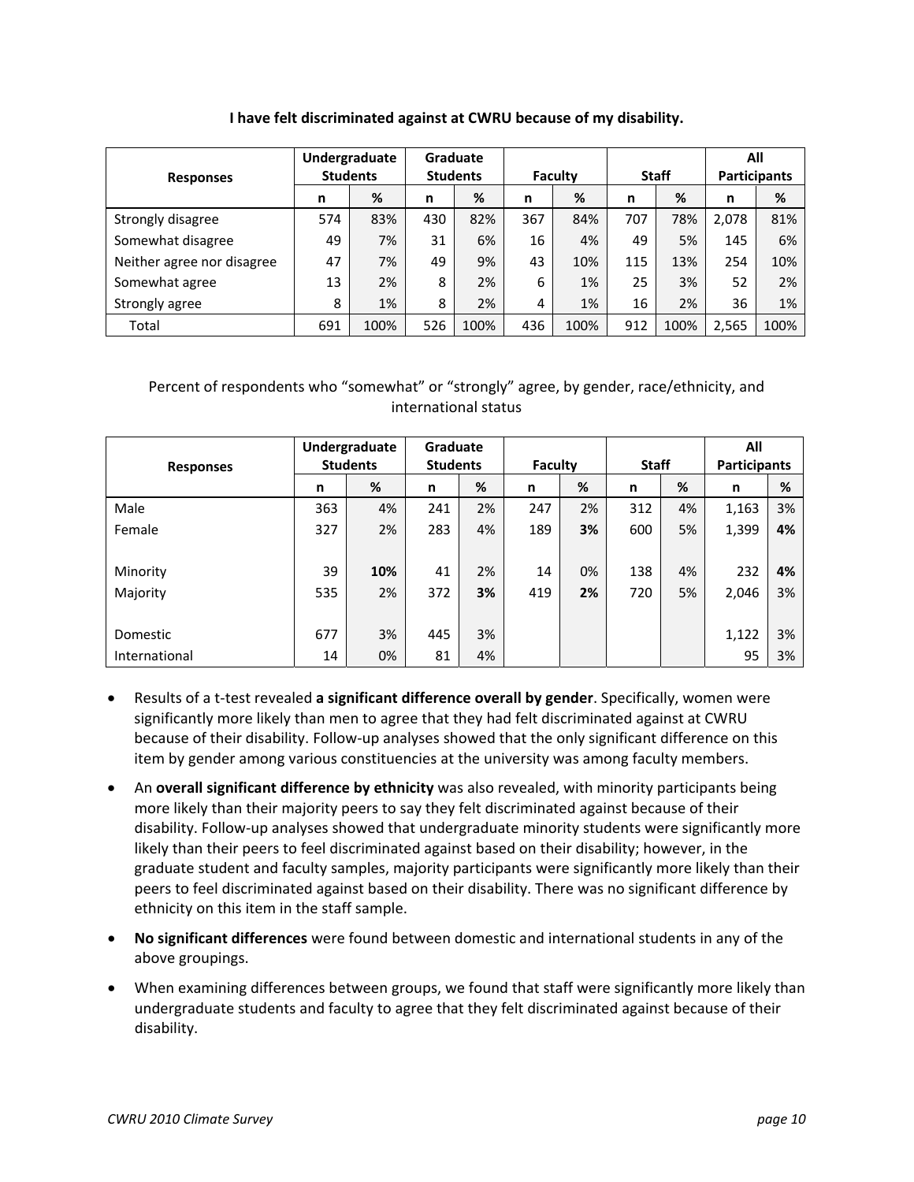**I have felt discriminated against at CWRU because of my disability.**

| Responses | Undergraduate Students | | Graduate Students | | Faculty | | Staff | | All Participants | |
|---|---|---|---|---|---|---|---|---|---|---|
| | n | % | n | % | n | % | n | % | n | % |
| Strongly disagree | 574 | 83% | 430 | 82% | 367 | 84% | 707 | 78% | 2,078 | 81% |
| Somewhat disagree | 49 | 7% | 31 | 6% | 16 | 4% | 49 | 5% | 145 | 6% |
| Neither agree nor disagree | 47 | 7% | 49 | 9% | 43 | 10% | 115 | 13% | 254 | 10% |
| Somewhat agree | 13 | 2% | 8 | 2% | 6 | 1% | 25 | 3% | 52 | 2% |
| Strongly agree | 8 | 1% | 8 | 2% | 4 | 1% | 16 | 2% | 36 | 1% |
| Total | 691 | 100% | 526 | 100% | 436 | 100% | 912 | 100% | 2,565 | 100% |

Percent of respondents who "somewhat" or "strongly" agree, by gender, race/ethnicity, and international status

| Responses | Undergraduate Students | | Graduate Students | | Faculty | | Staff | | All Participants | |
|---|---|---|---|---|---|---|---|---|---|---|
| | n | % | n | % | n | % | n | % | n | % |
| Male | 363 | 4% | 241 | 2% | 247 | 2% | 312 | 4% | 1,163 | 3% |
| Female | 327 | 2% | 283 | 4% | 189 | **3%** | 600 | 5% | 1,399 | **4%** |
| Minority | 39 | **10%** | 41 | 2% | 14 | 0% | 138 | 4% | 232 | **4%** |
| Majority | 535 | 2% | 372 | **3%** | 419 | **2%** | 720 | 5% | 2,046 | 3% |
| Domestic | 677 | 3% | 445 | 3% | | | | | 1,122 | 3% |
| International | 14 | 0% | 81 | 4% | | | | | 95 | 3% |

- Results of a t-test revealed **a significant difference overall by gender**. Specifically, women were significantly more likely than men to agree that they had felt discriminated against at CWRU because of their disability. Follow-up analyses showed that the only significant difference on this item by gender among various constituencies at the university was among faculty members.
- An **overall significant difference by ethnicity** was also revealed, with minority participants being more likely than their majority peers to say they felt discriminated against because of their disability. Follow-up analyses showed that undergraduate minority students were significantly more likely than their peers to feel discriminated against based on their disability; however, in the graduate student and faculty samples, majority participants were significantly more likely than their peers to feel discriminated against based on their disability. There was no significant difference by ethnicity on this item in the staff sample.
- **No significant differences** were found between domestic and international students in any of the above groupings.
- When examining differences between groups, we found that staff were significantly more likely than undergraduate students and faculty to agree that they felt discriminated against because of their disability.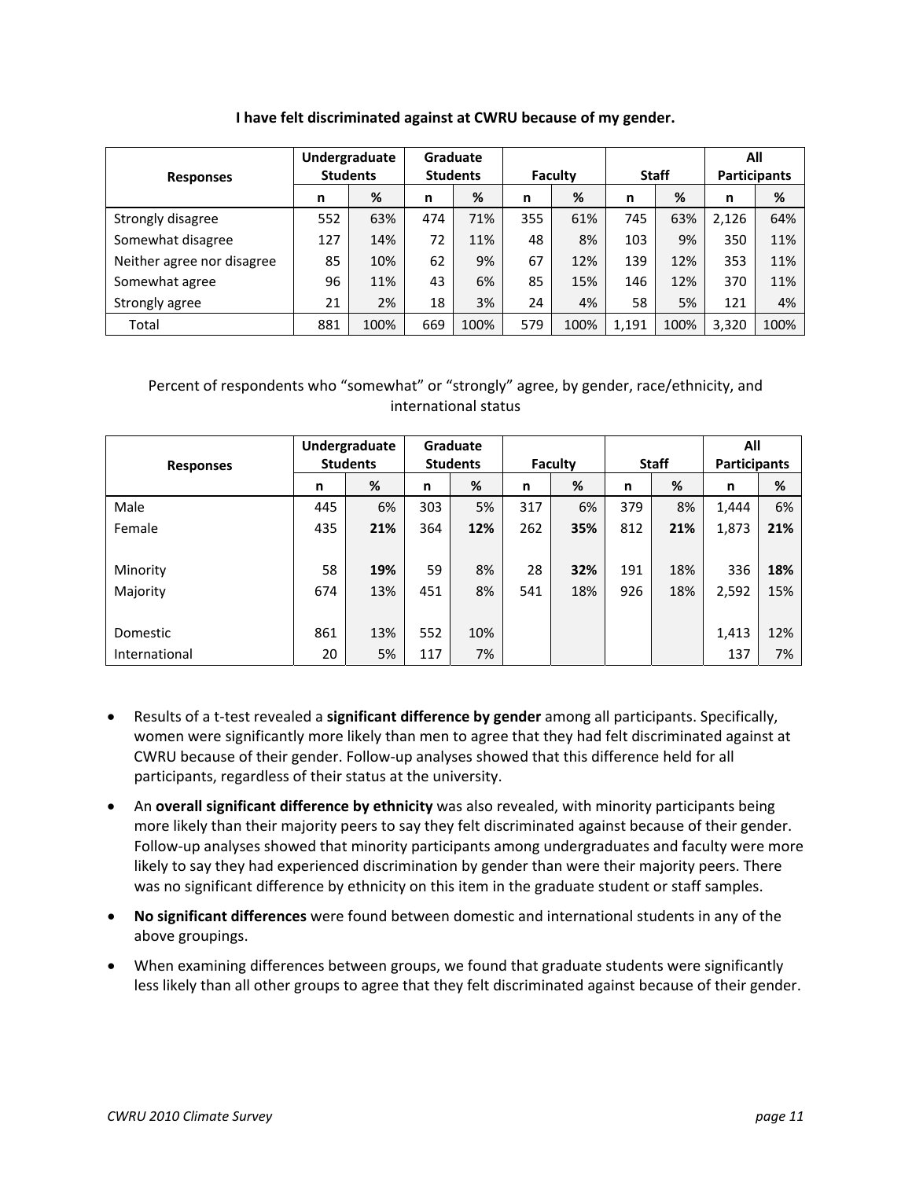**I have felt discriminated against at CWRU because of my gender.**

| Responses | Undergraduate Students | | Graduate Students | | Faculty | | Staff | | All Participants | |
|---|---|---|---|---|---|---|---|---|---|---|
| | n | % | n | % | n | % | n | % | n | % |
| Strongly disagree | 552 | 63% | 474 | 71% | 355 | 61% | 745 | 63% | 2,126 | 64% |
| Somewhat disagree | 127 | 14% | 72 | 11% | 48 | 8% | 103 | 9% | 350 | 11% |
| Neither agree nor disagree | 85 | 10% | 62 | 9% | 67 | 12% | 139 | 12% | 353 | 11% |
| Somewhat agree | 96 | 11% | 43 | 6% | 85 | 15% | 146 | 12% | 370 | 11% |
| Strongly agree | 21 | 2% | 18 | 3% | 24 | 4% | 58 | 5% | 121 | 4% |
| Total | 881 | 100% | 669 | 100% | 579 | 100% | 1,191 | 100% | 3,320 | 100% |

Percent of respondents who "somewhat" or "strongly" agree, by gender, race/ethnicity, and international status

| Responses | Undergraduate Students | | Graduate Students | | Faculty | | Staff | | All Participants | |
|---|---|---|---|---|---|---|---|---|---|---|
| | n | % | n | % | n | % | n | % | n | % |
| Male | 445 | 6% | 303 | 5% | 317 | 6% | 379 | 8% | 1,444 | 6% |
| Female | 435 | **21%** | 364 | **12%** | 262 | **35%** | 812 | **21%** | 1,873 | **21%** |
| Minority | 58 | **19%** | 59 | 8% | 28 | **32%** | 191 | 18% | 336 | **18%** |
| Majority | 674 | 13% | 451 | 8% | 541 | 18% | 926 | 18% | 2,592 | 15% |
| Domestic | 861 | 13% | 552 | 10% | | | | | 1,413 | 12% |
| International | 20 | 5% | 117 | 7% | | | | | 137 | 7% |

- Results of a t-test revealed a **significant difference by gender** among all participants. Specifically, women were significantly more likely than men to agree that they had felt discriminated against at CWRU because of their gender. Follow-up analyses showed that this difference held for all participants, regardless of their status at the university.
- An **overall significant difference by ethnicity** was also revealed, with minority participants being more likely than their majority peers to say they felt discriminated against because of their gender. Follow-up analyses showed that minority participants among undergraduates and faculty were more likely to say they had experienced discrimination by gender than were their majority peers. There was no significant difference by ethnicity on this item in the graduate student or staff samples.
- **No significant differences** were found between domestic and international students in any of the above groupings.
- When examining differences between groups, we found that graduate students were significantly less likely than all other groups to agree that they felt discriminated against because of their gender.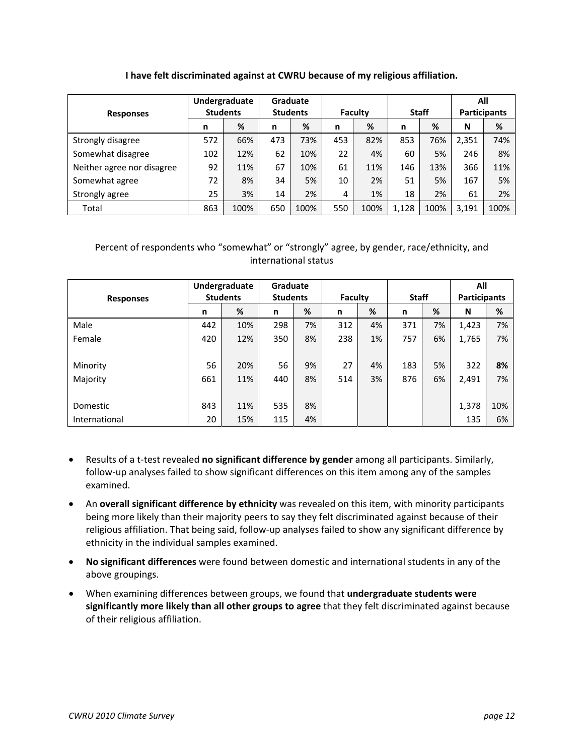**I have felt discriminated against at CWRU because of my religious affiliation.**

| Responses | Undergraduate Students | | Graduate Students | | Faculty | | Staff | | All Participants | |
|---|---|---|---|---|---|---|---|---|---|---|
| | n | % | n | % | n | % | n | % | N | % |
| Strongly disagree | 572 | 66% | 473 | 73% | 453 | 82% | 853 | 76% | 2,351 | 74% |
| Somewhat disagree | 102 | 12% | 62 | 10% | 22 | 4% | 60 | 5% | 246 | 8% |
| Neither agree nor disagree | 92 | 11% | 67 | 10% | 61 | 11% | 146 | 13% | 366 | 11% |
| Somewhat agree | 72 | 8% | 34 | 5% | 10 | 2% | 51 | 5% | 167 | 5% |
| Strongly agree | 25 | 3% | 14 | 2% | 4 | 1% | 18 | 2% | 61 | 2% |
| Total | 863 | 100% | 650 | 100% | 550 | 100% | 1,128 | 100% | 3,191 | 100% |

Percent of respondents who "somewhat" or "strongly" agree, by gender, race/ethnicity, and international status

| Responses | Undergraduate Students | | Graduate Students | | Faculty | | Staff | | All Participants | |
|---|---|---|---|---|---|---|---|---|---|---|
| | n | % | n | % | n | % | n | % | N | % |
| Male | 442 | 10% | 298 | 7% | 312 | 4% | 371 | 7% | 1,423 | 7% |
| Female | 420 | 12% | 350 | 8% | 238 | 1% | 757 | 6% | 1,765 | 7% |
| Minority | 56 | 20% | 56 | 9% | 27 | 4% | 183 | 5% | 322 | **8%** |
| Majority | 661 | 11% | 440 | 8% | 514 | 3% | 876 | 6% | 2,491 | 7% |
| Domestic | 843 | 11% | 535 | 8% | | | | | 1,378 | 10% |
| International | 20 | 15% | 115 | 4% | | | | | 135 | 6% |

- Results of a t-test revealed **no significant difference by gender** among all participants. Similarly, follow-up analyses failed to show significant differences on this item among any of the samples examined.
- An **overall significant difference by ethnicity** was revealed on this item, with minority participants being more likely than their majority peers to say they felt discriminated against because of their religious affiliation. That being said, follow-up analyses failed to show any significant difference by ethnicity in the individual samples examined.
- **No significant differences** were found between domestic and international students in any of the above groupings.
- When examining differences between groups, we found that **undergraduate students were significantly more likely than all other groups to agree** that they felt discriminated against because of their religious affiliation.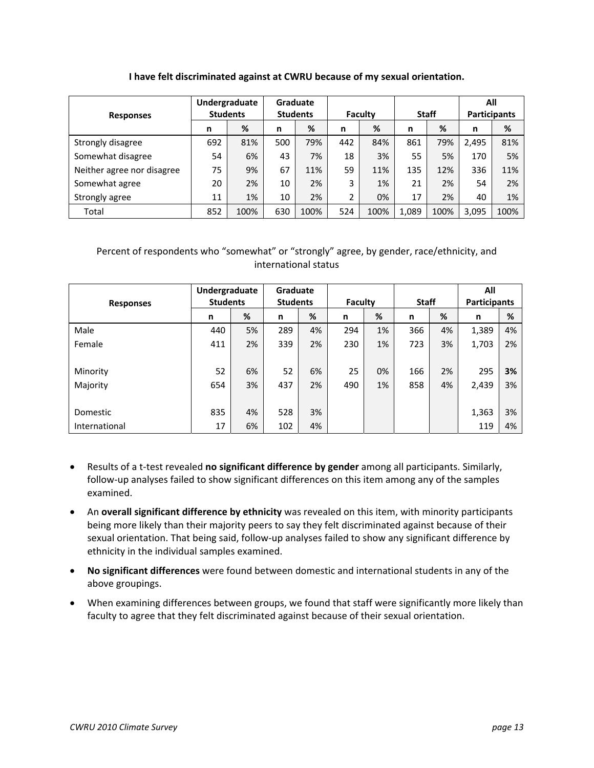**I have felt discriminated against at CWRU because of my sexual orientation.**

| Responses | Undergraduate Students | | Graduate Students | | Faculty | | Staff | | All Participants | |
|---|---|---|---|---|---|---|---|---|---|---|
| | n | % | n | % | n | % | n | % | n | % |
| Strongly disagree | 692 | 81% | 500 | 79% | 442 | 84% | 861 | 79% | 2,495 | 81% |
| Somewhat disagree | 54 | 6% | 43 | 7% | 18 | 3% | 55 | 5% | 170 | 5% |
| Neither agree nor disagree | 75 | 9% | 67 | 11% | 59 | 11% | 135 | 12% | 336 | 11% |
| Somewhat agree | 20 | 2% | 10 | 2% | 3 | 1% | 21 | 2% | 54 | 2% |
| Strongly agree | 11 | 1% | 10 | 2% | 2 | 0% | 17 | 2% | 40 | 1% |
| Total | 852 | 100% | 630 | 100% | 524 | 100% | 1,089 | 100% | 3,095 | 100% |

Percent of respondents who "somewhat" or "strongly" agree, by gender, race/ethnicity, and international status

| Responses | Undergraduate Students | | Graduate Students | | Faculty | | Staff | | All Participants | |
|---|---|---|---|---|---|---|---|---|---|---|
| | n | % | n | % | n | % | n | % | n | % |
| Male | 440 | 5% | 289 | 4% | 294 | 1% | 366 | 4% | 1,389 | 4% |
| Female | 411 | 2% | 339 | 2% | 230 | 1% | 723 | 3% | 1,703 | 2% |
| Minority | 52 | 6% | 52 | 6% | 25 | 0% | 166 | 2% | 295 | **3%** |
| Majority | 654 | 3% | 437 | 2% | 490 | 1% | 858 | 4% | 2,439 | 3% |
| Domestic | 835 | 4% | 528 | 3% | | | | | 1,363 | 3% |
| International | 17 | 6% | 102 | 4% | | | | | 119 | 4% |

- Results of a t-test revealed **no significant difference by gender** among all participants. Similarly, follow-up analyses failed to show significant differences on this item among any of the samples examined.
- An **overall significant difference by ethnicity** was revealed on this item, with minority participants being more likely than their majority peers to say they felt discriminated against because of their sexual orientation. That being said, follow-up analyses failed to show any significant difference by ethnicity in the individual samples examined.
- **No significant differences** were found between domestic and international students in any of the above groupings.
- When examining differences between groups, we found that staff were significantly more likely than faculty to agree that they felt discriminated against because of their sexual orientation.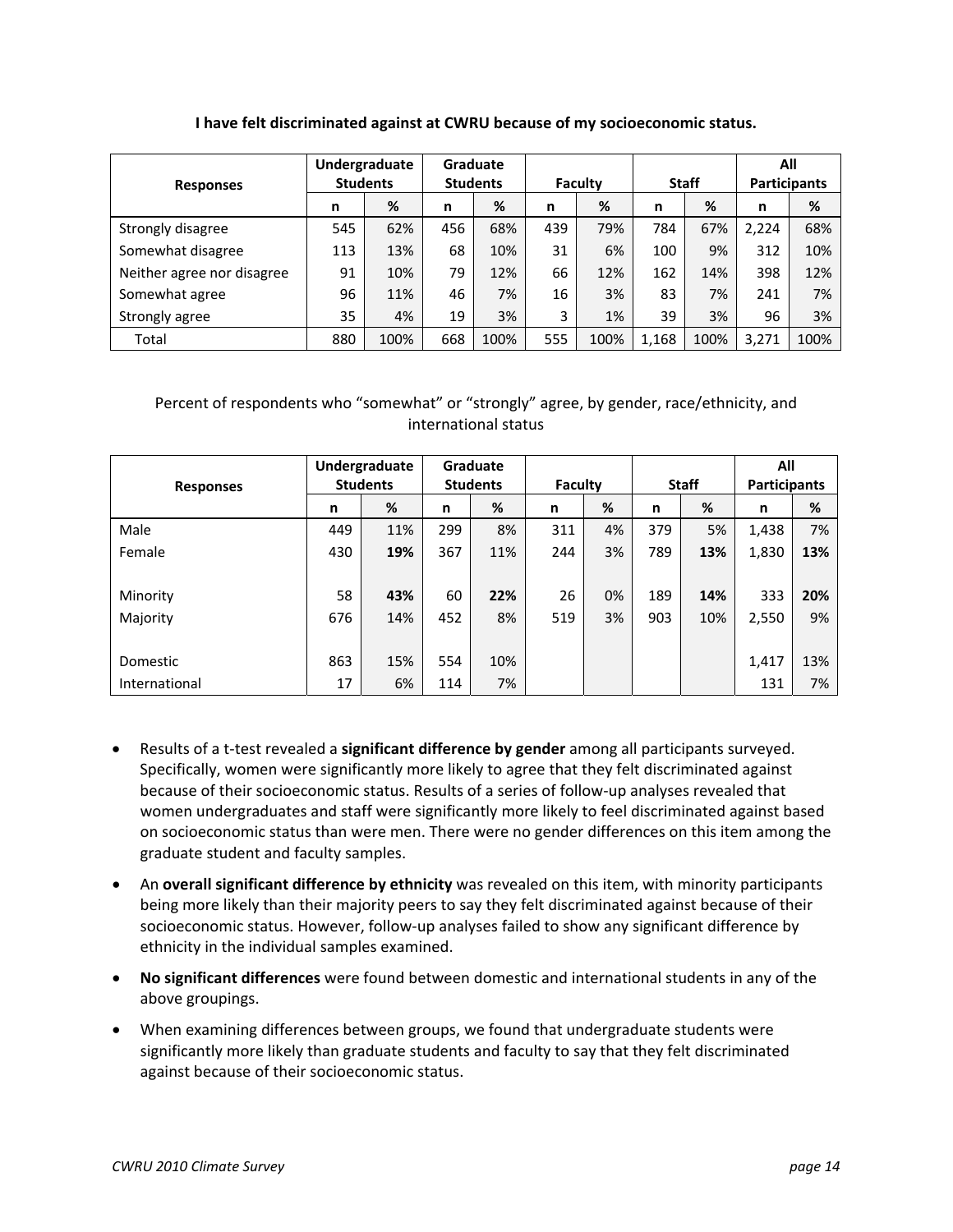**I have felt discriminated against at CWRU because of my socioeconomic status.**

| Responses | Undergraduate Students | | Graduate Students | | Faculty | | Staff | | All Participants | |
|---|---|---|---|---|---|---|---|---|---|---|
| | n | % | n | % | n | % | n | % | n | % |
| Strongly disagree | 545 | 62% | 456 | 68% | 439 | 79% | 784 | 67% | 2,224 | 68% |
| Somewhat disagree | 113 | 13% | 68 | 10% | 31 | 6% | 100 | 9% | 312 | 10% |
| Neither agree nor disagree | 91 | 10% | 79 | 12% | 66 | 12% | 162 | 14% | 398 | 12% |
| Somewhat agree | 96 | 11% | 46 | 7% | 16 | 3% | 83 | 7% | 241 | 7% |
| Strongly agree | 35 | 4% | 19 | 3% | 3 | 1% | 39 | 3% | 96 | 3% |
| Total | 880 | 100% | 668 | 100% | 555 | 100% | 1,168 | 100% | 3,271 | 100% |

Percent of respondents who "somewhat" or "strongly" agree, by gender, race/ethnicity, and international status

| Responses | Undergraduate Students | | Graduate Students | | Faculty | | Staff | | All Participants | |
|---|---|---|---|---|---|---|---|---|---|---|
| | n | % | n | % | n | % | n | % | n | % |
| Male | 449 | 11% | 299 | 8% | 311 | 4% | 379 | 5% | 1,438 | 7% |
| Female | 430 | **19%** | 367 | 11% | 244 | 3% | 789 | **13%** | 1,830 | **13%** |
| Minority | 58 | **43%** | 60 | **22%** | 26 | 0% | 189 | **14%** | 333 | **20%** |
| Majority | 676 | 14% | 452 | 8% | 519 | 3% | 903 | 10% | 2,550 | 9% |
| Domestic | 863 | 15% | 554 | 10% | | | | | 1,417 | 13% |
| International | 17 | 6% | 114 | 7% | | | | | 131 | 7% |

- Results of a t-test revealed a **significant difference by gender** among all participants surveyed. Specifically, women were significantly more likely to agree that they felt discriminated against because of their socioeconomic status. Results of a series of follow-up analyses revealed that women undergraduates and staff were significantly more likely to feel discriminated against based on socioeconomic status than were men. There were no gender differences on this item among the graduate student and faculty samples.
- An **overall significant difference by ethnicity** was revealed on this item, with minority participants being more likely than their majority peers to say they felt discriminated against because of their socioeconomic status. However, follow-up analyses failed to show any significant difference by ethnicity in the individual samples examined.
- **No significant differences** were found between domestic and international students in any of the above groupings.
- When examining differences between groups, we found that undergraduate students were significantly more likely than graduate students and faculty to say that they felt discriminated against because of their socioeconomic status.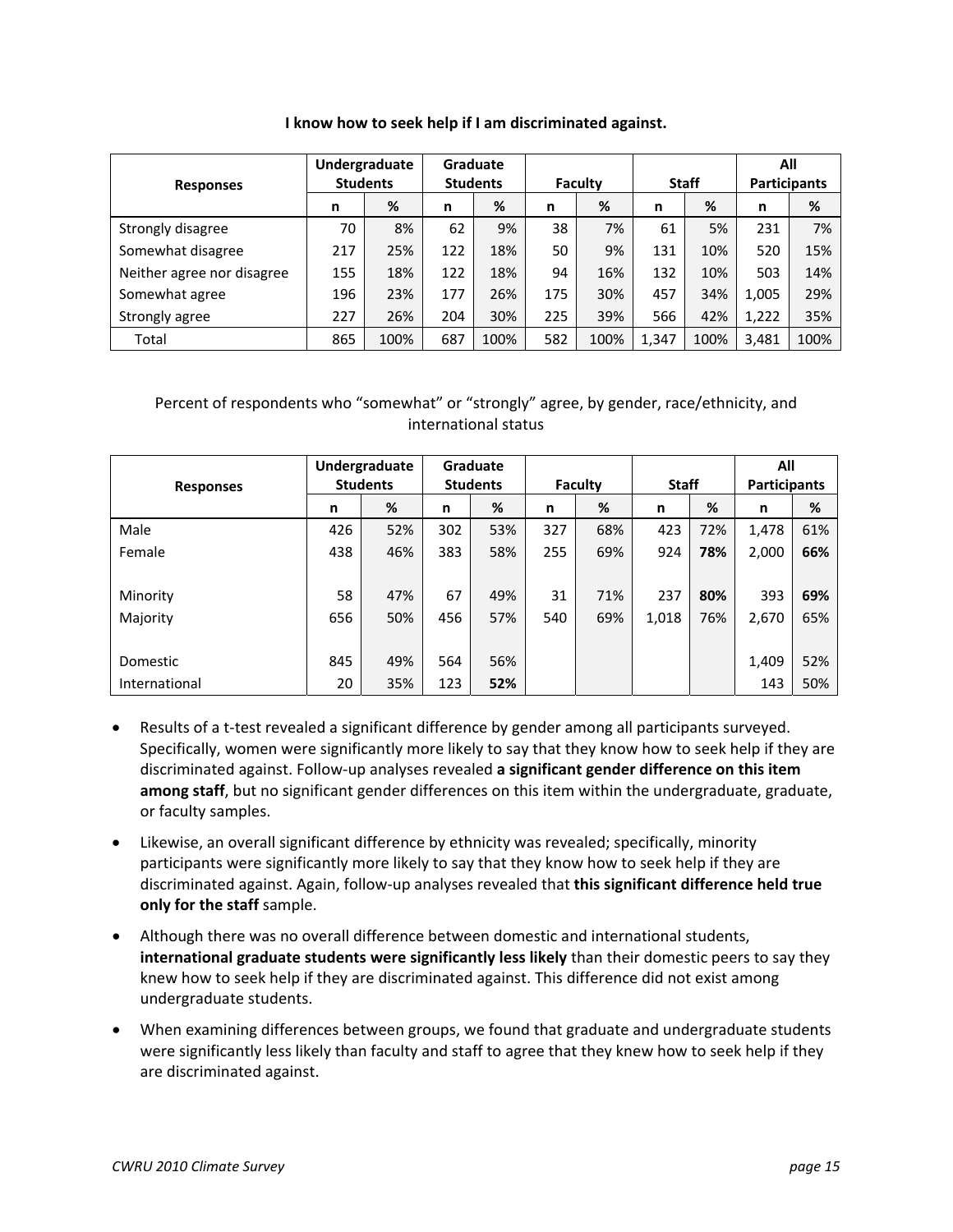**I know how to seek help if I am discriminated against.**

| Responses | Undergraduate Students | | Graduate Students | | Faculty | | Staff | | All Participants | |
|---|---|---|---|---|---|---|---|---|---|---|
| | n | % | n | % | n | % | n | % | n | % |
| Strongly disagree | 70 | 8% | 62 | 9% | 38 | 7% | 61 | 5% | 231 | 7% |
| Somewhat disagree | 217 | 25% | 122 | 18% | 50 | 9% | 131 | 10% | 520 | 15% |
| Neither agree nor disagree | 155 | 18% | 122 | 18% | 94 | 16% | 132 | 10% | 503 | 14% |
| Somewhat agree | 196 | 23% | 177 | 26% | 175 | 30% | 457 | 34% | 1,005 | 29% |
| Strongly agree | 227 | 26% | 204 | 30% | 225 | 39% | 566 | 42% | 1,222 | 35% |
| Total | 865 | 100% | 687 | 100% | 582 | 100% | 1,347 | 100% | 3,481 | 100% |

Percent of respondents who "somewhat" or "strongly" agree, by gender, race/ethnicity, and international status

| Responses | Undergraduate Students | | Graduate Students | | Faculty | | Staff | | All Participants | |
|---|---|---|---|---|---|---|---|---|---|---|
| | n | % | n | % | n | % | n | % | n | % |
| Male | 426 | 52% | 302 | 53% | 327 | 68% | 423 | 72% | 1,478 | 61% |
| Female | 438 | 46% | 383 | 58% | 255 | 69% | 924 | **78%** | 2,000 | **66%** |
| Minority | 58 | 47% | 67 | 49% | 31 | 71% | 237 | **80%** | 393 | **69%** |
| Majority | 656 | 50% | 456 | 57% | 540 | 69% | 1,018 | 76% | 2,670 | 65% |
| Domestic | 845 | 49% | 564 | 56% | | | | | 1,409 | 52% |
| International | 20 | 35% | 123 | **52%** | | | | | 143 | 50% |

- Results of a t-test revealed a significant difference by gender among all participants surveyed. Specifically, women were significantly more likely to say that they know how to seek help if they are discriminated against. Follow-up analyses revealed **a significant gender difference on this item among staff**, but no significant gender differences on this item within the undergraduate, graduate, or faculty samples.
- Likewise, an overall significant difference by ethnicity was revealed; specifically, minority participants were significantly more likely to say that they know how to seek help if they are discriminated against. Again, follow-up analyses revealed that **this significant difference held true only for the staff** sample.
- Although there was no overall difference between domestic and international students, **international graduate students were significantly less likely** than their domestic peers to say they knew how to seek help if they are discriminated against. This difference did not exist among undergraduate students.
- When examining differences between groups, we found that graduate and undergraduate students were significantly less likely than faculty and staff to agree that they knew how to seek help if they are discriminated against.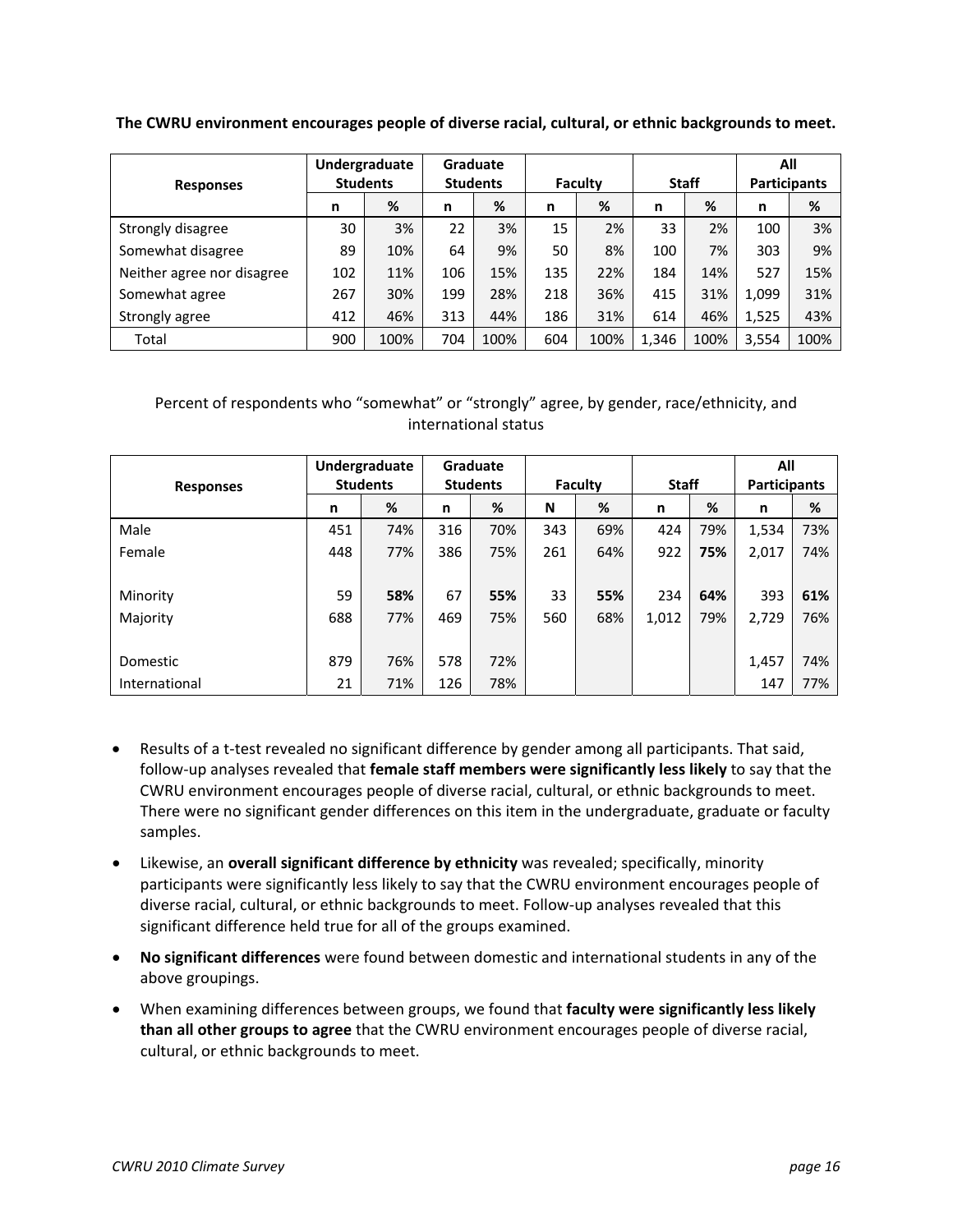**The CWRU environment encourages people of diverse racial, cultural, or ethnic backgrounds to meet.**

| Responses | Undergraduate Students | | Graduate Students | | Faculty | | Staff | | All Participants | |
|---|---|---|---|---|---|---|---|---|---|---|
| | n | % | n | % | n | % | n | % | n | % |
| Strongly disagree | 30 | 3% | 22 | 3% | 15 | 2% | 33 | 2% | 100 | 3% |
| Somewhat disagree | 89 | 10% | 64 | 9% | 50 | 8% | 100 | 7% | 303 | 9% |
| Neither agree nor disagree | 102 | 11% | 106 | 15% | 135 | 22% | 184 | 14% | 527 | 15% |
| Somewhat agree | 267 | 30% | 199 | 28% | 218 | 36% | 415 | 31% | 1,099 | 31% |
| Strongly agree | 412 | 46% | 313 | 44% | 186 | 31% | 614 | 46% | 1,525 | 43% |
| Total | 900 | 100% | 704 | 100% | 604 | 100% | 1,346 | 100% | 3,554 | 100% |

Percent of respondents who "somewhat" or "strongly" agree, by gender, race/ethnicity, and international status

| Responses | Undergraduate Students | | Graduate Students | | Faculty | | Staff | | All Participants | |
|---|---|---|---|---|---|---|---|---|---|---|
| | n | % | n | % | N | % | n | % | n | % |
| Male | 451 | 74% | 316 | 70% | 343 | 69% | 424 | 79% | 1,534 | 73% |
| Female | 448 | 77% | 386 | 75% | 261 | 64% | 922 | **75%** | 2,017 | 74% |
| Minority | 59 | **58%** | 67 | **55%** | 33 | **55%** | 234 | **64%** | 393 | **61%** |
| Majority | 688 | 77% | 469 | 75% | 560 | 68% | 1,012 | 79% | 2,729 | 76% |
| Domestic | 879 | 76% | 578 | 72% | | | | | 1,457 | 74% |
| International | 21 | 71% | 126 | 78% | | | | | 147 | 77% |

- Results of a t-test revealed no significant difference by gender among all participants. That said, follow-up analyses revealed that **female staff members were significantly less likely** to say that the CWRU environment encourages people of diverse racial, cultural, or ethnic backgrounds to meet. There were no significant gender differences on this item in the undergraduate, graduate or faculty samples.
- Likewise, an **overall significant difference by ethnicity** was revealed; specifically, minority participants were significantly less likely to say that the CWRU environment encourages people of diverse racial, cultural, or ethnic backgrounds to meet. Follow-up analyses revealed that this significant difference held true for all of the groups examined.
- **No significant differences** were found between domestic and international students in any of the above groupings.
- When examining differences between groups, we found that **faculty were significantly less likely than all other groups to agree** that the CWRU environment encourages people of diverse racial, cultural, or ethnic backgrounds to meet.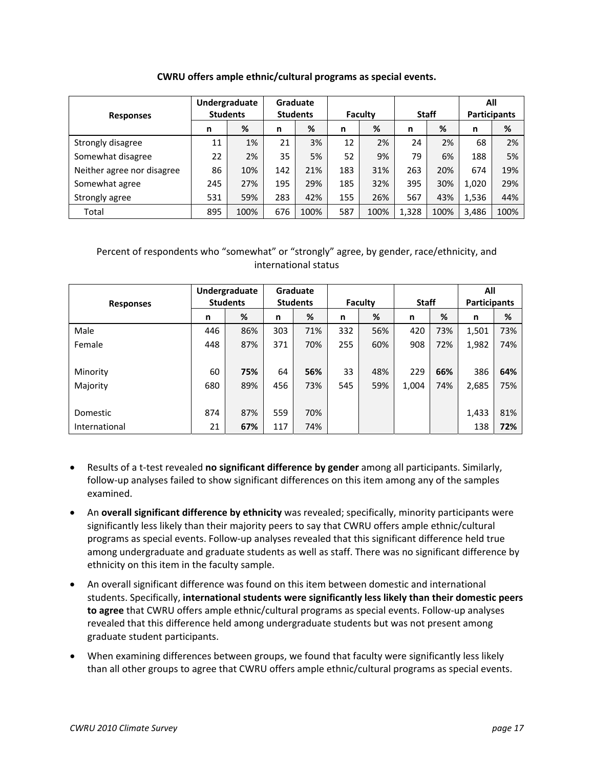**CWRU offers ample ethnic/cultural programs as special events.**

| Responses | Undergraduate Students | | Graduate Students | | Faculty | | Staff | | All Participants | |
|---|---|---|---|---|---|---|---|---|---|---|
| | n | % | n | % | n | % | n | % | n | % |
| Strongly disagree | 11 | 1% | 21 | 3% | 12 | 2% | 24 | 2% | 68 | 2% |
| Somewhat disagree | 22 | 2% | 35 | 5% | 52 | 9% | 79 | 6% | 188 | 5% |
| Neither agree nor disagree | 86 | 10% | 142 | 21% | 183 | 31% | 263 | 20% | 674 | 19% |
| Somewhat agree | 245 | 27% | 195 | 29% | 185 | 32% | 395 | 30% | 1,020 | 29% |
| Strongly agree | 531 | 59% | 283 | 42% | 155 | 26% | 567 | 43% | 1,536 | 44% |
| Total | 895 | 100% | 676 | 100% | 587 | 100% | 1,328 | 100% | 3,486 | 100% |

Percent of respondents who "somewhat" or "strongly" agree, by gender, race/ethnicity, and international status

| Responses | Undergraduate Students | | Graduate Students | | Faculty | | Staff | | All Participants | |
|---|---|---|---|---|---|---|---|---|---|---|
| | n | % | n | % | n | % | n | % | n | % |
| Male | 446 | 86% | 303 | 71% | 332 | 56% | 420 | 73% | 1,501 | 73% |
| Female | 448 | 87% | 371 | 70% | 255 | 60% | 908 | 72% | 1,982 | 74% |
| Minority | 60 | **75%** | 64 | **56%** | 33 | 48% | 229 | **66%** | 386 | **64%** |
| Majority | 680 | 89% | 456 | 73% | 545 | 59% | 1,004 | 74% | 2,685 | 75% |
| Domestic | 874 | 87% | 559 | 70% | | | | | 1,433 | 81% |
| International | 21 | **67%** | 117 | 74% | | | | | 138 | **72%** |

- Results of a t-test revealed **no significant difference by gender** among all participants. Similarly, follow-up analyses failed to show significant differences on this item among any of the samples examined.
- An **overall significant difference by ethnicity** was revealed; specifically, minority participants were significantly less likely than their majority peers to say that CWRU offers ample ethnic/cultural programs as special events. Follow-up analyses revealed that this significant difference held true among undergraduate and graduate students as well as staff. There was no significant difference by ethnicity on this item in the faculty sample.
- An overall significant difference was found on this item between domestic and international students. Specifically, **international students were significantly less likely than their domestic peers to agree** that CWRU offers ample ethnic/cultural programs as special events. Follow-up analyses revealed that this difference held among undergraduate students but was not present among graduate student participants.
- When examining differences between groups, we found that faculty were significantly less likely than all other groups to agree that CWRU offers ample ethnic/cultural programs as special events.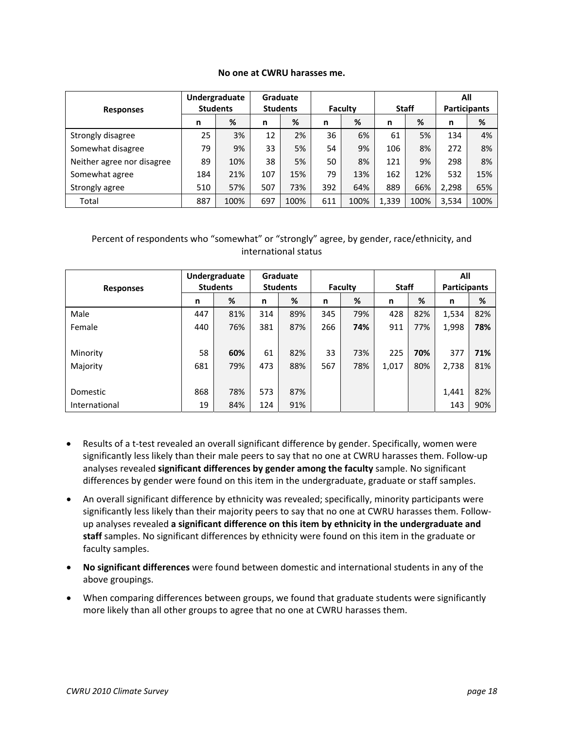**No one at CWRU harasses me.**

| Responses | Undergraduate Students | | Graduate Students | | Faculty | | Staff | | All Participants | |
|---|---|---|---|---|---|---|---|---|---|---|
| | n | % | n | % | n | % | n | % | n | % |
| Strongly disagree | 25 | 3% | 12 | 2% | 36 | 6% | 61 | 5% | 134 | 4% |
| Somewhat disagree | 79 | 9% | 33 | 5% | 54 | 9% | 106 | 8% | 272 | 8% |
| Neither agree nor disagree | 89 | 10% | 38 | 5% | 50 | 8% | 121 | 9% | 298 | 8% |
| Somewhat agree | 184 | 21% | 107 | 15% | 79 | 13% | 162 | 12% | 532 | 15% |
| Strongly agree | 510 | 57% | 507 | 73% | 392 | 64% | 889 | 66% | 2,298 | 65% |
| Total | 887 | 100% | 697 | 100% | 611 | 100% | 1,339 | 100% | 3,534 | 100% |

Percent of respondents who "somewhat" or "strongly" agree, by gender, race/ethnicity, and international status

| Responses | Undergraduate Students | | Graduate Students | | Faculty | | Staff | | All Participants | |
|---|---|---|---|---|---|---|---|---|---|---|
| | n | % | n | % | n | % | n | % | n | % |
| Male | 447 | 81% | 314 | 89% | 345 | 79% | 428 | 82% | 1,534 | 82% |
| Female | 440 | 76% | 381 | 87% | 266 | **74%** | 911 | 77% | 1,998 | **78%** |
| Minority | 58 | **60%** | 61 | 82% | 33 | 73% | 225 | **70%** | 377 | **71%** |
| Majority | 681 | 79% | 473 | 88% | 567 | 78% | 1,017 | 80% | 2,738 | 81% |
| Domestic | 868 | 78% | 573 | 87% | | | | | 1,441 | 82% |
| International | 19 | 84% | 124 | 91% | | | | | 143 | 90% |

- Results of a t-test revealed an overall significant difference by gender. Specifically, women were significantly less likely than their male peers to say that no one at CWRU harasses them. Follow-up analyses revealed **significant differences by gender among the faculty** sample. No significant differences by gender were found on this item in the undergraduate, graduate or staff samples.
- An overall significant difference by ethnicity was revealed; specifically, minority participants were significantly less likely than their majority peers to say that no one at CWRU harasses them. Follow-up analyses revealed **a significant difference on this item by ethnicity in the undergraduate and staff** samples. No significant differences by ethnicity were found on this item in the graduate or faculty samples.
- **No significant differences** were found between domestic and international students in any of the above groupings.
- When comparing differences between groups, we found that graduate students were significantly more likely than all other groups to agree that no one at CWRU harasses them.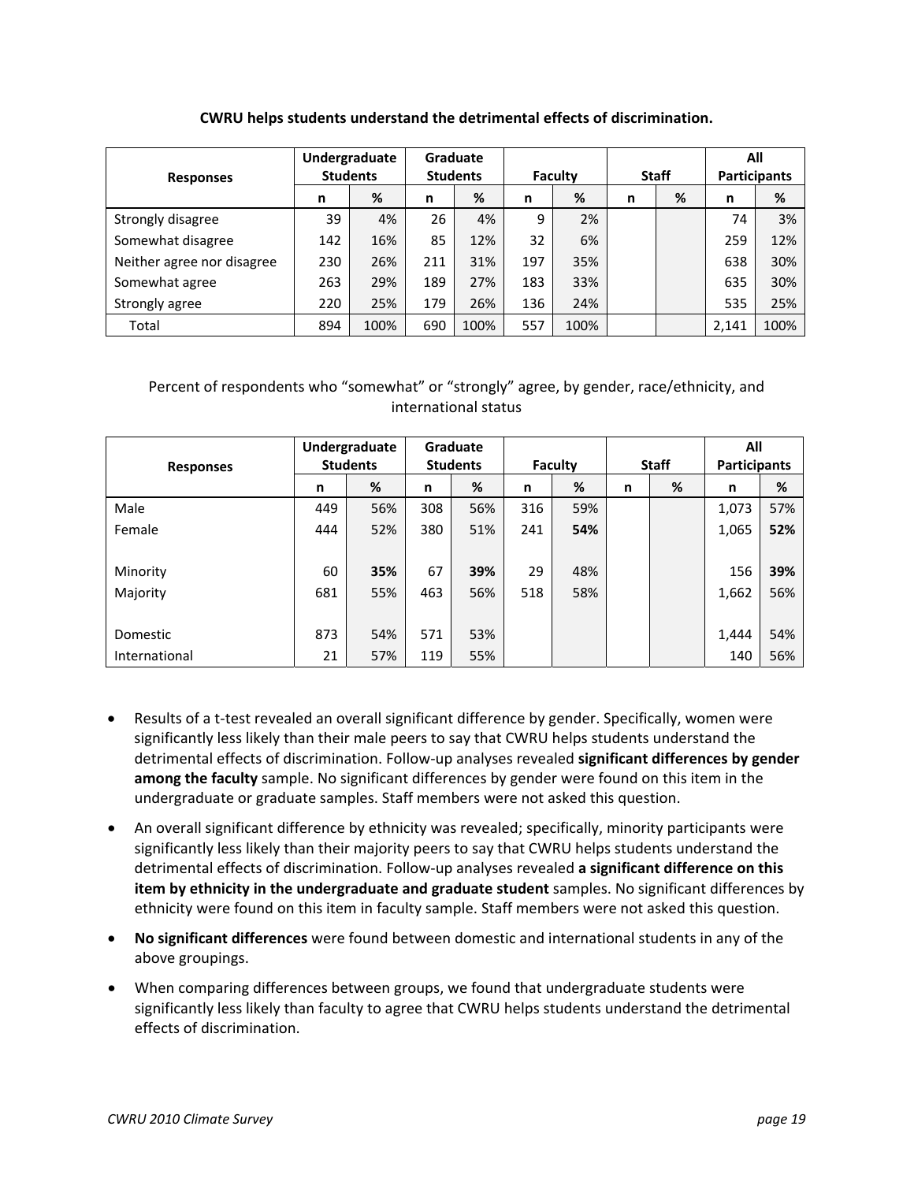**CWRU helps students understand the detrimental effects of discrimination.**

| Responses | Undergraduate Students | | Graduate Students | | Faculty | | Staff | | All Participants | |
|---|---|---|---|---|---|---|---|---|---|---|
| | n | % | n | % | n | % | n | % | n | % |
| Strongly disagree | 39 | 4% | 26 | 4% | 9 | 2% | | | 74 | 3% |
| Somewhat disagree | 142 | 16% | 85 | 12% | 32 | 6% | | | 259 | 12% |
| Neither agree nor disagree | 230 | 26% | 211 | 31% | 197 | 35% | | | 638 | 30% |
| Somewhat agree | 263 | 29% | 189 | 27% | 183 | 33% | | | 635 | 30% |
| Strongly agree | 220 | 25% | 179 | 26% | 136 | 24% | | | 535 | 25% |
| Total | 894 | 100% | 690 | 100% | 557 | 100% | | | 2,141 | 100% |

Percent of respondents who "somewhat" or "strongly" agree, by gender, race/ethnicity, and international status

| Responses | Undergraduate Students | | Graduate Students | | Faculty | | Staff | | All Participants | |
|---|---|---|---|---|---|---|---|---|---|---|
| | n | % | n | % | n | % | n | % | n | % |
| Male | 449 | 56% | 308 | 56% | 316 | 59% | | | 1,073 | 57% |
| Female | 444 | 52% | 380 | 51% | 241 | **54%** | | | 1,065 | **52%** |
| Minority | 60 | **35%** | 67 | **39%** | 29 | 48% | | | 156 | **39%** |
| Majority | 681 | 55% | 463 | 56% | 518 | 58% | | | 1,662 | 56% |
| Domestic | 873 | 54% | 571 | 53% | | | | | 1,444 | 54% |
| International | 21 | 57% | 119 | 55% | | | | | 140 | 56% |

- Results of a t-test revealed an overall significant difference by gender. Specifically, women were significantly less likely than their male peers to say that CWRU helps students understand the detrimental effects of discrimination. Follow-up analyses revealed **significant differences by gender among the faculty** sample. No significant differences by gender were found on this item in the undergraduate or graduate samples. Staff members were not asked this question.
- An overall significant difference by ethnicity was revealed; specifically, minority participants were significantly less likely than their majority peers to say that CWRU helps students understand the detrimental effects of discrimination. Follow-up analyses revealed **a significant difference on this item by ethnicity in the undergraduate and graduate student** samples. No significant differences by ethnicity were found on this item in faculty sample. Staff members were not asked this question.
- **No significant differences** were found between domestic and international students in any of the above groupings.
- When comparing differences between groups, we found that undergraduate students were significantly less likely than faculty to agree that CWRU helps students understand the detrimental effects of discrimination.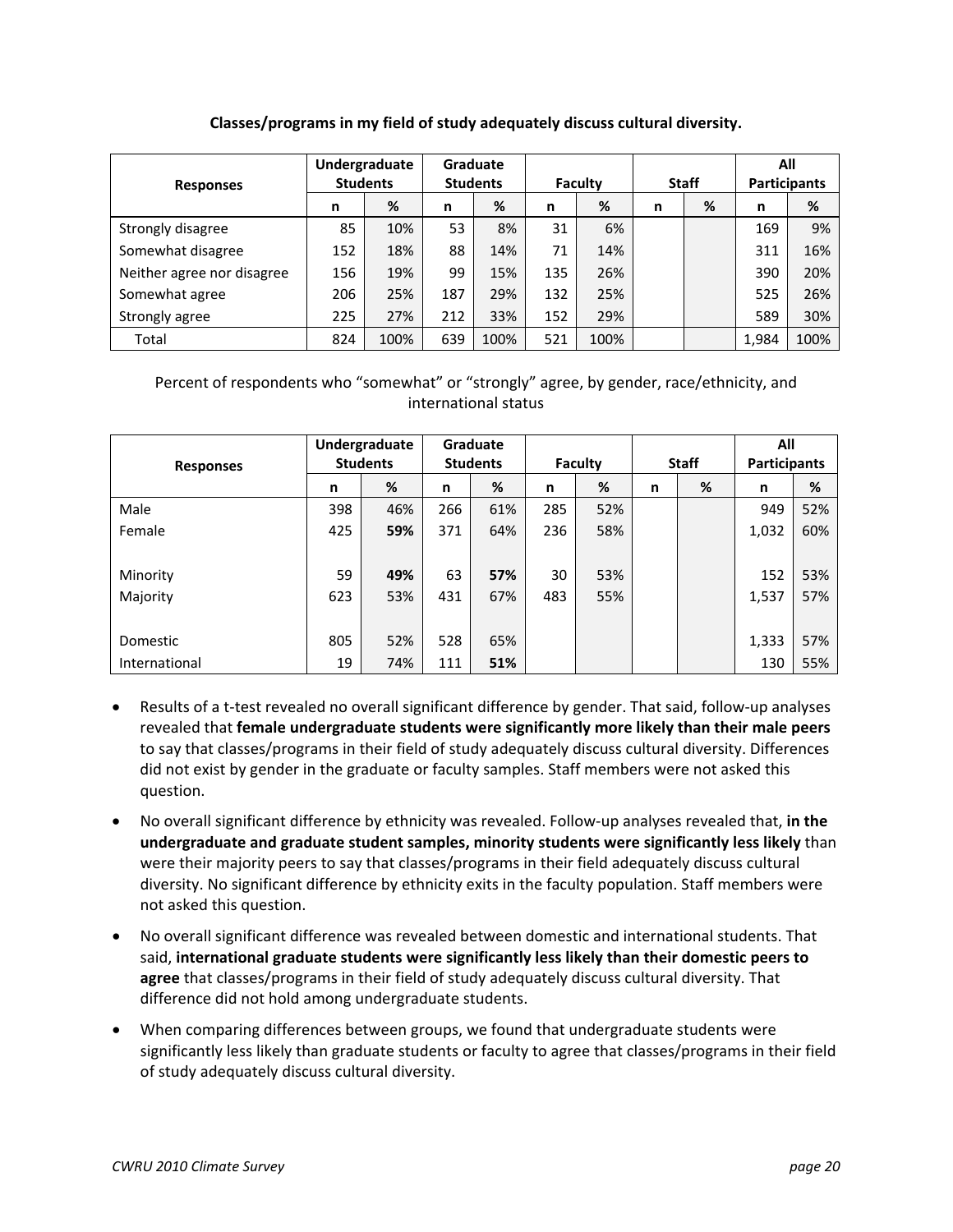**Classes/programs in my field of study adequately discuss cultural diversity.**

| Responses | Undergraduate Students | | Graduate Students | | Faculty | | Staff | | All Participants | |
|---|---|---|---|---|---|---|---|---|---|---|
| | n | % | n | % | n | % | n | % | n | % |
| Strongly disagree | 85 | 10% | 53 | 8% | 31 | 6% | | | 169 | 9% |
| Somewhat disagree | 152 | 18% | 88 | 14% | 71 | 14% | | | 311 | 16% |
| Neither agree nor disagree | 156 | 19% | 99 | 15% | 135 | 26% | | | 390 | 20% |
| Somewhat agree | 206 | 25% | 187 | 29% | 132 | 25% | | | 525 | 26% |
| Strongly agree | 225 | 27% | 212 | 33% | 152 | 29% | | | 589 | 30% |
| Total | 824 | 100% | 639 | 100% | 521 | 100% | | | 1,984 | 100% |

Percent of respondents who "somewhat" or "strongly" agree, by gender, race/ethnicity, and international status

| Responses | Undergraduate Students | | Graduate Students | | Faculty | | Staff | | All Participants | |
|---|---|---|---|---|---|---|---|---|---|---|
| | n | % | n | % | n | % | n | % | n | % |
| Male | 398 | 46% | 266 | 61% | 285 | 52% | | | 949 | 52% |
| Female | 425 | **59%** | 371 | 64% | 236 | 58% | | | 1,032 | 60% |
| | | | | | | | | | | |
| Minority | 59 | **49%** | 63 | **57%** | 30 | 53% | | | 152 | 53% |
| Majority | 623 | 53% | 431 | 67% | 483 | 55% | | | 1,537 | 57% |
| | | | | | | | | | | |
| Domestic | 805 | 52% | 528 | 65% | | | | | 1,333 | 57% |
| International | 19 | 74% | 111 | **51%** | | | | | 130 | 55% |

- Results of a t-test revealed no overall significant difference by gender. That said, follow-up analyses revealed that **female undergraduate students were significantly more likely than their male peers** to say that classes/programs in their field of study adequately discuss cultural diversity. Differences did not exist by gender in the graduate or faculty samples. Staff members were not asked this question.
- No overall significant difference by ethnicity was revealed. Follow-up analyses revealed that, **in the undergraduate and graduate student samples, minority students were significantly less likely** than were their majority peers to say that classes/programs in their field adequately discuss cultural diversity. No significant difference by ethnicity exits in the faculty population. Staff members were not asked this question.
- No overall significant difference was revealed between domestic and international students. That said, **international graduate students were significantly less likely than their domestic peers to agree** that classes/programs in their field of study adequately discuss cultural diversity. That difference did not hold among undergraduate students.
- When comparing differences between groups, we found that undergraduate students were significantly less likely than graduate students or faculty to agree that classes/programs in their field of study adequately discuss cultural diversity.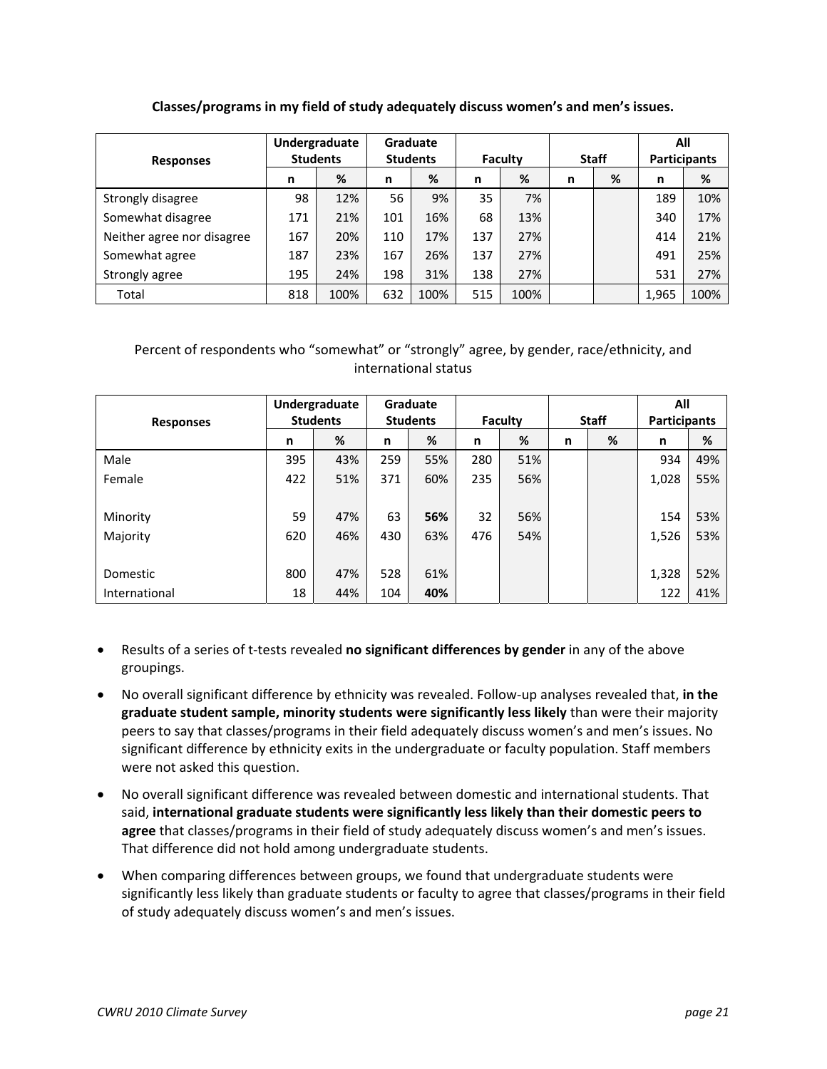**Classes/programs in my field of study adequately discuss women's and men's issues.**

| Responses | Undergraduate Students | | Graduate Students | | Faculty | | Staff | | All Participants | |
|---|---|---|---|---|---|---|---|---|---|---|
| | n | % | n | % | n | % | n | % | n | % |
| Strongly disagree | 98 | 12% | 56 | 9% | 35 | 7% | | | 189 | 10% |
| Somewhat disagree | 171 | 21% | 101 | 16% | 68 | 13% | | | 340 | 17% |
| Neither agree nor disagree | 167 | 20% | 110 | 17% | 137 | 27% | | | 414 | 21% |
| Somewhat agree | 187 | 23% | 167 | 26% | 137 | 27% | | | 491 | 25% |
| Strongly agree | 195 | 24% | 198 | 31% | 138 | 27% | | | 531 | 27% |
| Total | 818 | 100% | 632 | 100% | 515 | 100% | | | 1,965 | 100% |

Percent of respondents who "somewhat" or "strongly" agree, by gender, race/ethnicity, and international status

| Responses | Undergraduate Students | | Graduate Students | | Faculty | | Staff | | All Participants | |
|---|---|---|---|---|---|---|---|---|---|---|
| | n | % | n | % | n | % | n | % | n | % |
| Male | 395 | 43% | 259 | 55% | 280 | 51% | | | 934 | 49% |
| Female | 422 | 51% | 371 | 60% | 235 | 56% | | | 1,028 | 55% |
| Minority | 59 | 47% | 63 | **56%** | 32 | 56% | | | 154 | 53% |
| Majority | 620 | 46% | 430 | 63% | 476 | 54% | | | 1,526 | 53% |
| Domestic | 800 | 47% | 528 | 61% | | | | | 1,328 | 52% |
| International | 18 | 44% | 104 | **40%** | | | | | 122 | 41% |

- Results of a series of t-tests revealed **no significant differences by gender** in any of the above groupings.
- No overall significant difference by ethnicity was revealed. Follow-up analyses revealed that, **in the graduate student sample, minority students were significantly less likely** than were their majority peers to say that classes/programs in their field adequately discuss women's and men's issues. No significant difference by ethnicity exits in the undergraduate or faculty population. Staff members were not asked this question.
- No overall significant difference was revealed between domestic and international students. That said, **international graduate students were significantly less likely than their domestic peers to agree** that classes/programs in their field of study adequately discuss women's and men's issues. That difference did not hold among undergraduate students.
- When comparing differences between groups, we found that undergraduate students were significantly less likely than graduate students or faculty to agree that classes/programs in their field of study adequately discuss women's and men's issues.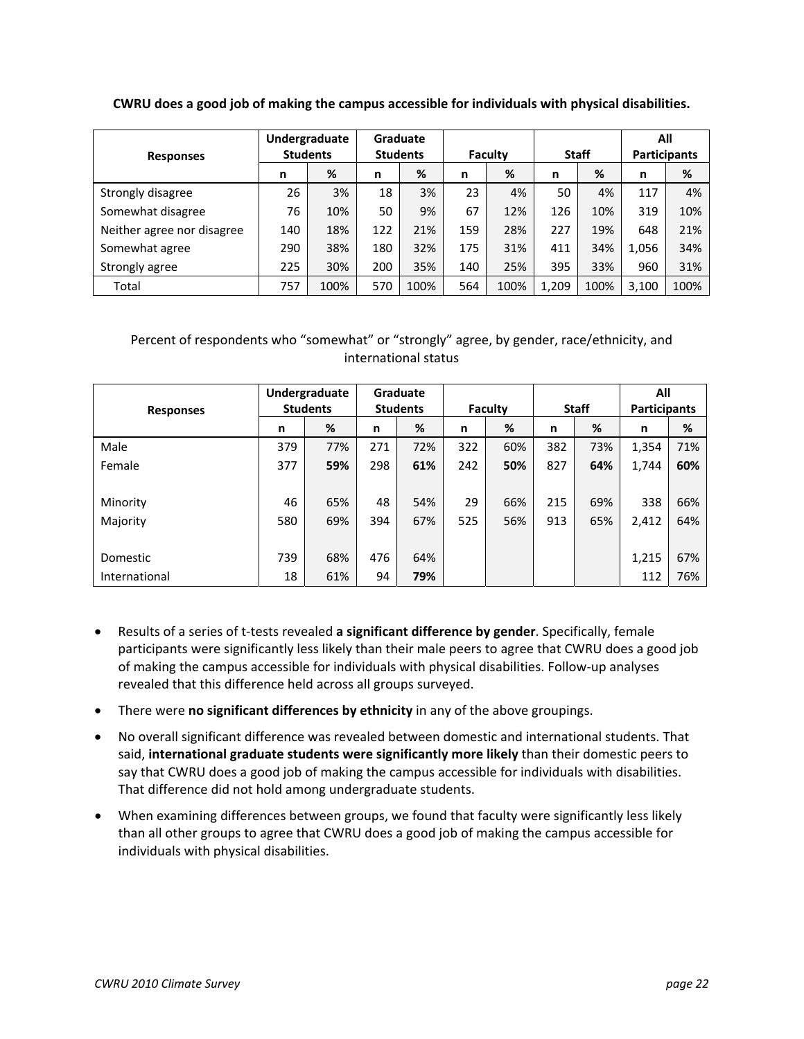**CWRU does a good job of making the campus accessible for individuals with physical disabilities.**

| Responses | Undergraduate Students | | Graduate Students | | Faculty | | Staff | | All Participants | |
|---|---|---|---|---|---|---|---|---|---|---|
| | n | % | n | % | n | % | n | % | n | % |
| Strongly disagree | 26 | 3% | 18 | 3% | 23 | 4% | 50 | 4% | 117 | 4% |
| Somewhat disagree | 76 | 10% | 50 | 9% | 67 | 12% | 126 | 10% | 319 | 10% |
| Neither agree nor disagree | 140 | 18% | 122 | 21% | 159 | 28% | 227 | 19% | 648 | 21% |
| Somewhat agree | 290 | 38% | 180 | 32% | 175 | 31% | 411 | 34% | 1,056 | 34% |
| Strongly agree | 225 | 30% | 200 | 35% | 140 | 25% | 395 | 33% | 960 | 31% |
| Total | 757 | 100% | 570 | 100% | 564 | 100% | 1,209 | 100% | 3,100 | 100% |

Percent of respondents who "somewhat" or "strongly" agree, by gender, race/ethnicity, and international status

| Responses | Undergraduate Students | | Graduate Students | | Faculty | | Staff | | All Participants | |
|---|---|---|---|---|---|---|---|---|---|---|
| | n | % | n | % | n | % | n | % | n | % |
| Male | 379 | 77% | 271 | 72% | 322 | 60% | 382 | 73% | 1,354 | 71% |
| Female | 377 | **59%** | 298 | **61%** | 242 | **50%** | 827 | **64%** | 1,744 | **60%** |
| Minority | 46 | 65% | 48 | 54% | 29 | 66% | 215 | 69% | 338 | 66% |
| Majority | 580 | 69% | 394 | 67% | 525 | 56% | 913 | 65% | 2,412 | 64% |
| Domestic | 739 | 68% | 476 | 64% | | | | | 1,215 | 67% |
| International | 18 | 61% | 94 | **79%** | | | | | 112 | 76% |

- Results of a series of t-tests revealed **a significant difference by gender**. Specifically, female participants were significantly less likely than their male peers to agree that CWRU does a good job of making the campus accessible for individuals with physical disabilities. Follow-up analyses revealed that this difference held across all groups surveyed.
- There were **no significant differences by ethnicity** in any of the above groupings.
- No overall significant difference was revealed between domestic and international students. That said, **international graduate students were significantly more likely** than their domestic peers to say that CWRU does a good job of making the campus accessible for individuals with disabilities. That difference did not hold among undergraduate students.
- When examining differences between groups, we found that faculty were significantly less likely than all other groups to agree that CWRU does a good job of making the campus accessible for individuals with physical disabilities.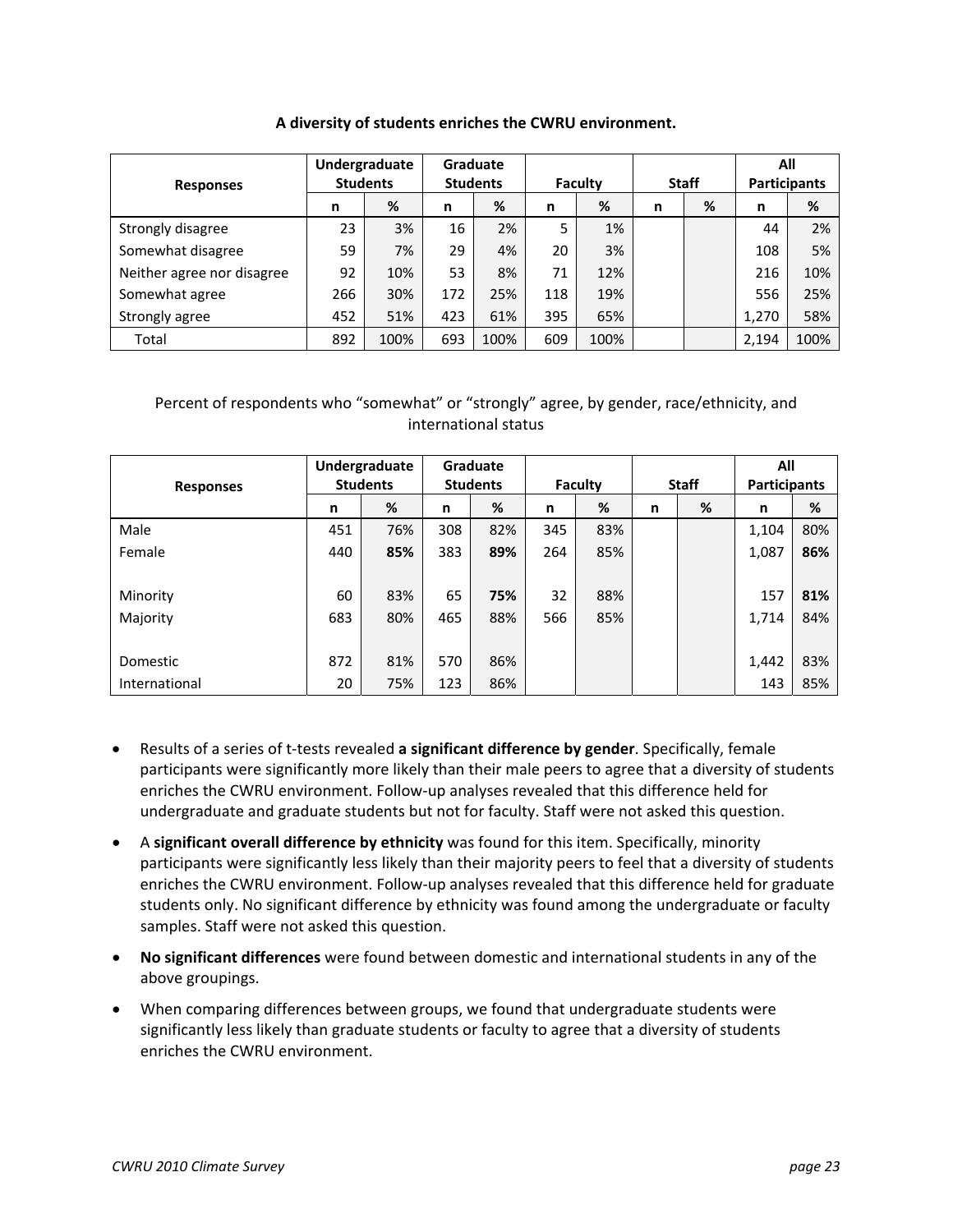**A diversity of students enriches the CWRU environment.**

| Responses | Undergraduate Students | | Graduate Students | | Faculty | | Staff | | All Participants | |
|---|---|---|---|---|---|---|---|---|---|---|
| | n | % | n | % | n | % | n | % | n | % |
| Strongly disagree | 23 | 3% | 16 | 2% | 5 | 1% | | | 44 | 2% |
| Somewhat disagree | 59 | 7% | 29 | 4% | 20 | 3% | | | 108 | 5% |
| Neither agree nor disagree | 92 | 10% | 53 | 8% | 71 | 12% | | | 216 | 10% |
| Somewhat agree | 266 | 30% | 172 | 25% | 118 | 19% | | | 556 | 25% |
| Strongly agree | 452 | 51% | 423 | 61% | 395 | 65% | | | 1,270 | 58% |
| Total | 892 | 100% | 693 | 100% | 609 | 100% | | | 2,194 | 100% |

Percent of respondents who "somewhat" or "strongly" agree, by gender, race/ethnicity, and international status

| Responses | Undergraduate Students | | Graduate Students | | Faculty | | Staff | | All Participants | |
|---|---|---|---|---|---|---|---|---|---|---|
| | n | % | n | % | n | % | n | % | n | % |
| Male | 451 | 76% | 308 | 82% | 345 | 83% | | | 1,104 | 80% |
| Female | 440 | **85%** | 383 | **89%** | 264 | 85% | | | 1,087 | **86%** |
| | | | | | | | | | | |
| Minority | 60 | 83% | 65 | **75%** | 32 | 88% | | | 157 | **81%** |
| Majority | 683 | 80% | 465 | 88% | 566 | 85% | | | 1,714 | 84% |
| | | | | | | | | | | |
| Domestic | 872 | 81% | 570 | 86% | | | | | 1,442 | 83% |
| International | 20 | 75% | 123 | 86% | | | | | 143 | 85% |

- Results of a series of t-tests revealed **a significant difference by gender**. Specifically, female participants were significantly more likely than their male peers to agree that a diversity of students enriches the CWRU environment. Follow-up analyses revealed that this difference held for undergraduate and graduate students but not for faculty. Staff were not asked this question.
- A **significant overall difference by ethnicity** was found for this item. Specifically, minority participants were significantly less likely than their majority peers to feel that a diversity of students enriches the CWRU environment. Follow-up analyses revealed that this difference held for graduate students only. No significant difference by ethnicity was found among the undergraduate or faculty samples. Staff were not asked this question.
- **No significant differences** were found between domestic and international students in any of the above groupings.
- When comparing differences between groups, we found that undergraduate students were significantly less likely than graduate students or faculty to agree that a diversity of students enriches the CWRU environment.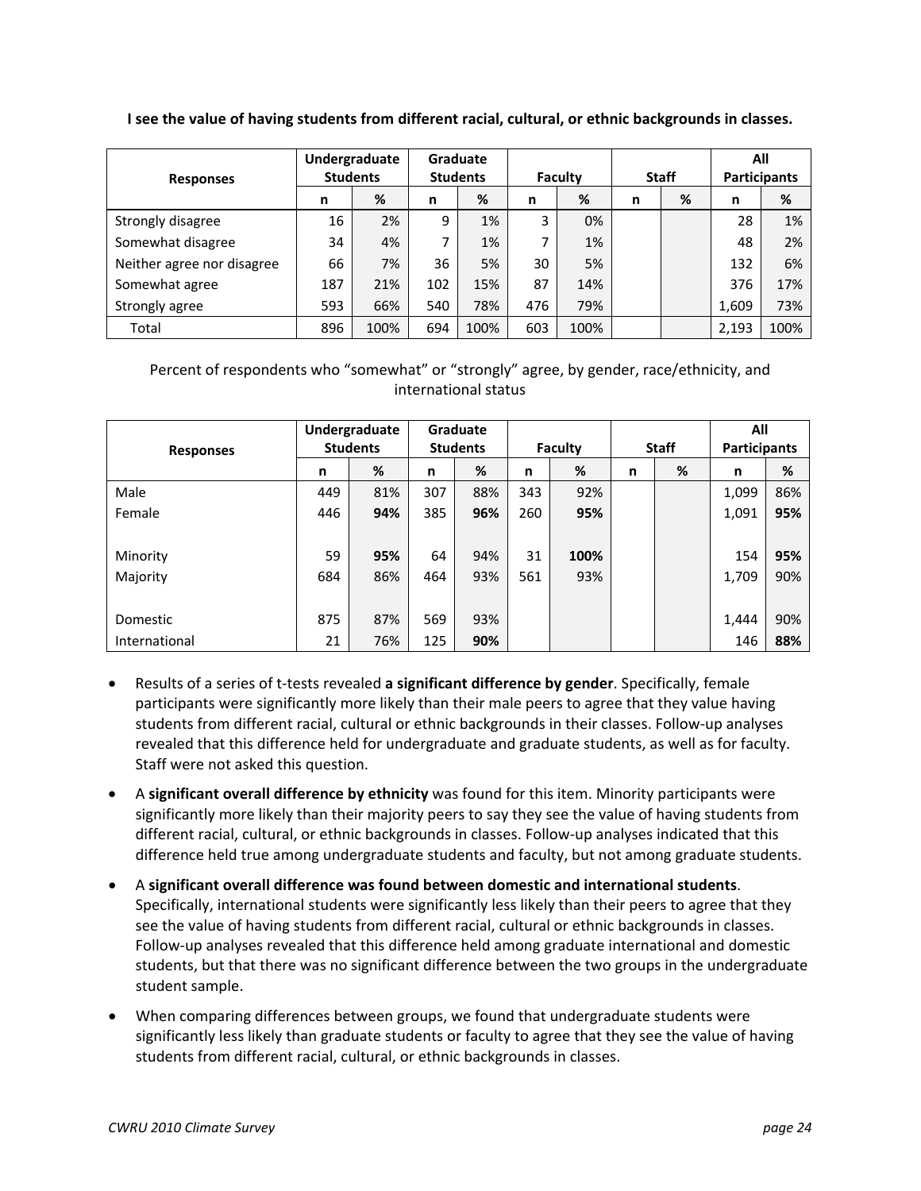**I see the value of having students from different racial, cultural, or ethnic backgrounds in classes.**

| Responses | Undergraduate Students | | Graduate Students | | Faculty | | Staff | | All Participants | |
|---|---|---|---|---|---|---|---|---|---|---|
| | n | % | n | % | n | % | n | % | n | % |
| Strongly disagree | 16 | 2% | 9 | 1% | 3 | 0% | | | 28 | 1% |
| Somewhat disagree | 34 | 4% | 7 | 1% | 7 | 1% | | | 48 | 2% |
| Neither agree nor disagree | 66 | 7% | 36 | 5% | 30 | 5% | | | 132 | 6% |
| Somewhat agree | 187 | 21% | 102 | 15% | 87 | 14% | | | 376 | 17% |
| Strongly agree | 593 | 66% | 540 | 78% | 476 | 79% | | | 1,609 | 73% |
| Total | 896 | 100% | 694 | 100% | 603 | 100% | | | 2,193 | 100% |

Percent of respondents who "somewhat" or "strongly" agree, by gender, race/ethnicity, and international status

| Responses | Undergraduate Students | | Graduate Students | | Faculty | | Staff | | All Participants | |
|---|---|---|---|---|---|---|---|---|---|---|
| | n | % | n | % | n | % | n | % | n | % |
| Male | 449 | 81% | 307 | 88% | 343 | 92% | | | 1,099 | 86% |
| Female | 446 | **94%** | 385 | **96%** | 260 | **95%** | | | 1,091 | **95%** |
| | | | | | | | | | | |
| Minority | 59 | **95%** | 64 | 94% | 31 | **100%** | | | 154 | **95%** |
| Majority | 684 | 86% | 464 | 93% | 561 | 93% | | | 1,709 | 90% |
| | | | | | | | | | | |
| Domestic | 875 | 87% | 569 | 93% | | | | | 1,444 | 90% |
| International | 21 | 76% | 125 | **90%** | | | | | 146 | **88%** |

- Results of a series of t-tests revealed **a significant difference by gender**. Specifically, female participants were significantly more likely than their male peers to agree that they value having students from different racial, cultural or ethnic backgrounds in their classes. Follow-up analyses revealed that this difference held for undergraduate and graduate students, as well as for faculty. Staff were not asked this question.
- A **significant overall difference by ethnicity** was found for this item. Minority participants were significantly more likely than their majority peers to say they see the value of having students from different racial, cultural, or ethnic backgrounds in classes. Follow-up analyses indicated that this difference held true among undergraduate students and faculty, but not among graduate students.
- A **significant overall difference was found between domestic and international students**. Specifically, international students were significantly less likely than their peers to agree that they see the value of having students from different racial, cultural or ethnic backgrounds in classes. Follow-up analyses revealed that this difference held among graduate international and domestic students, but that there was no significant difference between the two groups in the undergraduate student sample.
- When comparing differences between groups, we found that undergraduate students were significantly less likely than graduate students or faculty to agree that they see the value of having students from different racial, cultural, or ethnic backgrounds in classes.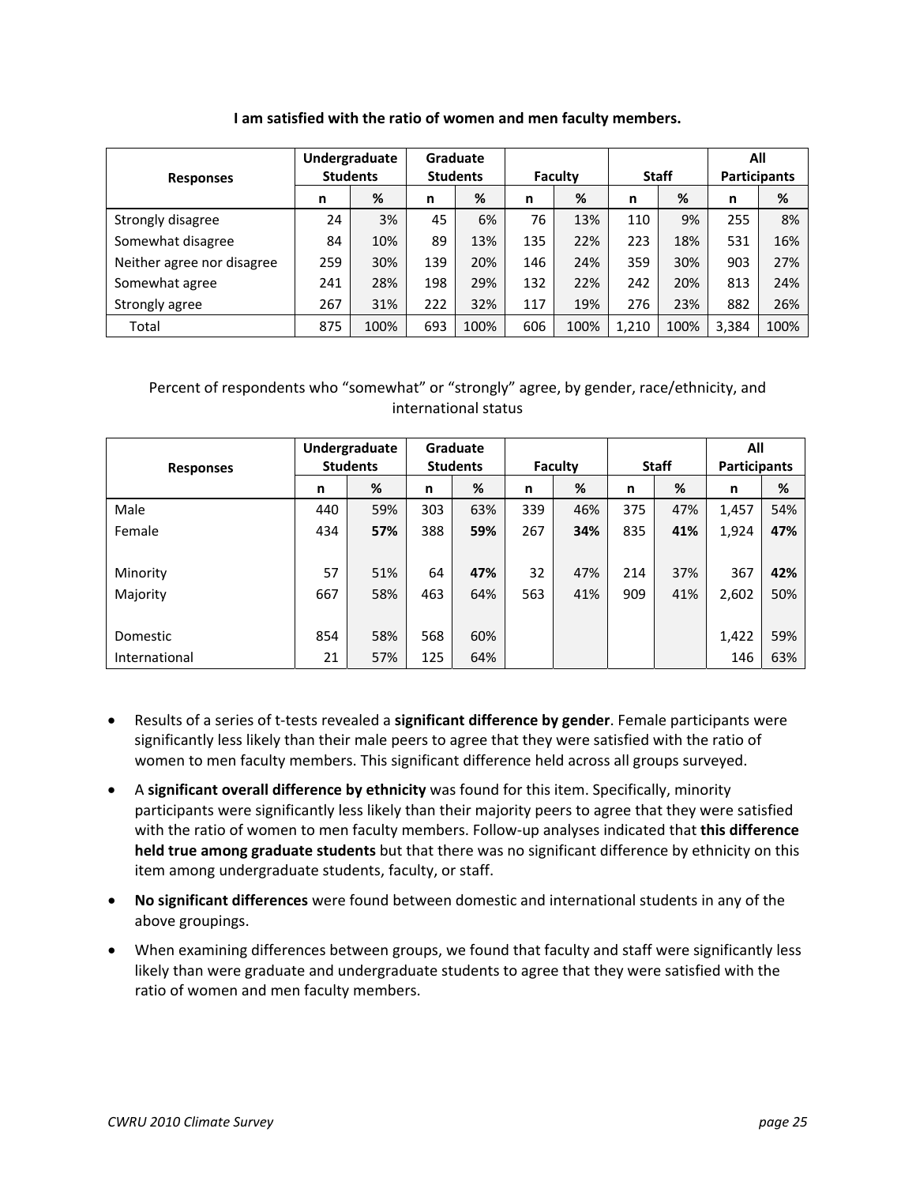**I am satisfied with the ratio of women and men faculty members.**

| Responses | Undergraduate Students | | Graduate Students | | Faculty | | Staff | | All Participants | |
|---|---|---|---|---|---|---|---|---|---|---|
| | n | % | n | % | n | % | n | % | n | % |
| Strongly disagree | 24 | 3% | 45 | 6% | 76 | 13% | 110 | 9% | 255 | 8% |
| Somewhat disagree | 84 | 10% | 89 | 13% | 135 | 22% | 223 | 18% | 531 | 16% |
| Neither agree nor disagree | 259 | 30% | 139 | 20% | 146 | 24% | 359 | 30% | 903 | 27% |
| Somewhat agree | 241 | 28% | 198 | 29% | 132 | 22% | 242 | 20% | 813 | 24% |
| Strongly agree | 267 | 31% | 222 | 32% | 117 | 19% | 276 | 23% | 882 | 26% |
| Total | 875 | 100% | 693 | 100% | 606 | 100% | 1,210 | 100% | 3,384 | 100% |

Percent of respondents who "somewhat" or "strongly" agree, by gender, race/ethnicity, and international status

| Responses | Undergraduate Students | | Graduate Students | | Faculty | | Staff | | All Participants | |
|---|---|---|---|---|---|---|---|---|---|---|
| | n | % | n | % | n | % | n | % | n | % |
| Male | 440 | 59% | 303 | 63% | 339 | 46% | 375 | 47% | 1,457 | 54% |
| Female | 434 | **57%** | 388 | **59%** | 267 | **34%** | 835 | **41%** | 1,924 | **47%** |
| Minority | 57 | 51% | 64 | **47%** | 32 | 47% | 214 | 37% | 367 | **42%** |
| Majority | 667 | 58% | 463 | 64% | 563 | 41% | 909 | 41% | 2,602 | 50% |
| Domestic | 854 | 58% | 568 | 60% | | | | | 1,422 | 59% |
| International | 21 | 57% | 125 | 64% | | | | | 146 | 63% |

- Results of a series of t-tests revealed a **significant difference by gender**. Female participants were significantly less likely than their male peers to agree that they were satisfied with the ratio of women to men faculty members. This significant difference held across all groups surveyed.
- A **significant overall difference by ethnicity** was found for this item. Specifically, minority participants were significantly less likely than their majority peers to agree that they were satisfied with the ratio of women to men faculty members. Follow-up analyses indicated that **this difference held true among graduate students** but that there was no significant difference by ethnicity on this item among undergraduate students, faculty, or staff.
- **No significant differences** were found between domestic and international students in any of the above groupings.
- When examining differences between groups, we found that faculty and staff were significantly less likely than were graduate and undergraduate students to agree that they were satisfied with the ratio of women and men faculty members.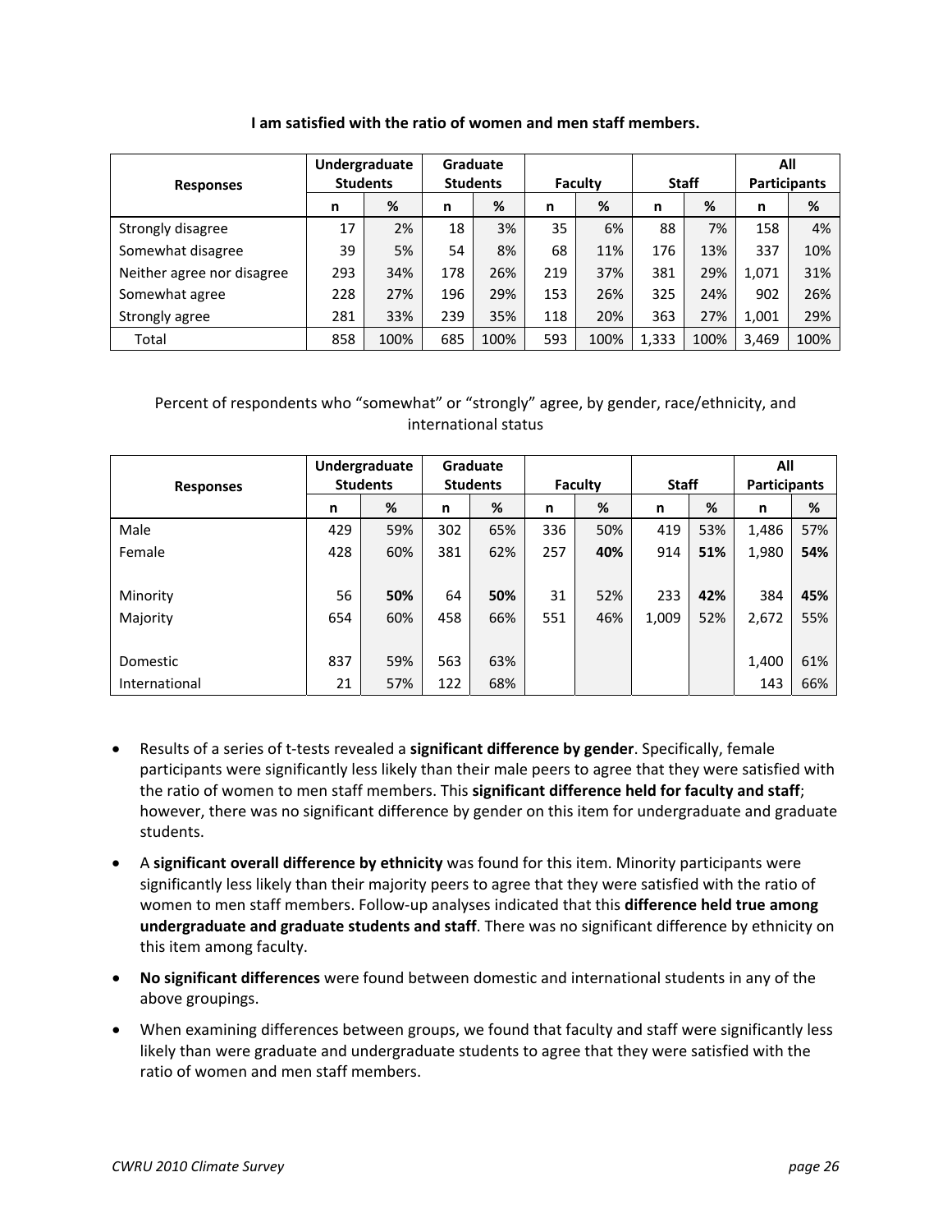**I am satisfied with the ratio of women and men staff members.**

| Responses | Undergraduate Students | | Graduate Students | | Faculty | | Staff | | All Participants | |
|---|---|---|---|---|---|---|---|---|---|---|
| | n | % | n | % | n | % | n | % | n | % |
| Strongly disagree | 17 | 2% | 18 | 3% | 35 | 6% | 88 | 7% | 158 | 4% |
| Somewhat disagree | 39 | 5% | 54 | 8% | 68 | 11% | 176 | 13% | 337 | 10% |
| Neither agree nor disagree | 293 | 34% | 178 | 26% | 219 | 37% | 381 | 29% | 1,071 | 31% |
| Somewhat agree | 228 | 27% | 196 | 29% | 153 | 26% | 325 | 24% | 902 | 26% |
| Strongly agree | 281 | 33% | 239 | 35% | 118 | 20% | 363 | 27% | 1,001 | 29% |
| Total | 858 | 100% | 685 | 100% | 593 | 100% | 1,333 | 100% | 3,469 | 100% |

Percent of respondents who "somewhat" or "strongly" agree, by gender, race/ethnicity, and international status

| Responses | Undergraduate Students | | Graduate Students | | Faculty | | Staff | | All Participants | |
|---|---|---|---|---|---|---|---|---|---|---|
| | n | % | n | % | n | % | n | % | n | % |
| Male | 429 | 59% | 302 | 65% | 336 | 50% | 419 | 53% | 1,486 | 57% |
| Female | 428 | 60% | 381 | 62% | 257 | **40%** | 914 | **51%** | 1,980 | **54%** |
| Minority | 56 | **50%** | 64 | **50%** | 31 | 52% | 233 | **42%** | 384 | **45%** |
| Majority | 654 | 60% | 458 | 66% | 551 | 46% | 1,009 | 52% | 2,672 | 55% |
| Domestic | 837 | 59% | 563 | 63% | | | | | 1,400 | 61% |
| International | 21 | 57% | 122 | 68% | | | | | 143 | 66% |

- Results of a series of t-tests revealed a **significant difference by gender**. Specifically, female participants were significantly less likely than their male peers to agree that they were satisfied with the ratio of women to men staff members. This **significant difference held for faculty and staff**; however, there was no significant difference by gender on this item for undergraduate and graduate students.
- A **significant overall difference by ethnicity** was found for this item. Minority participants were significantly less likely than their majority peers to agree that they were satisfied with the ratio of women to men staff members. Follow-up analyses indicated that this **difference held true among undergraduate and graduate students and staff**. There was no significant difference by ethnicity on this item among faculty.
- **No significant differences** were found between domestic and international students in any of the above groupings.
- When examining differences between groups, we found that faculty and staff were significantly less likely than were graduate and undergraduate students to agree that they were satisfied with the ratio of women and men staff members.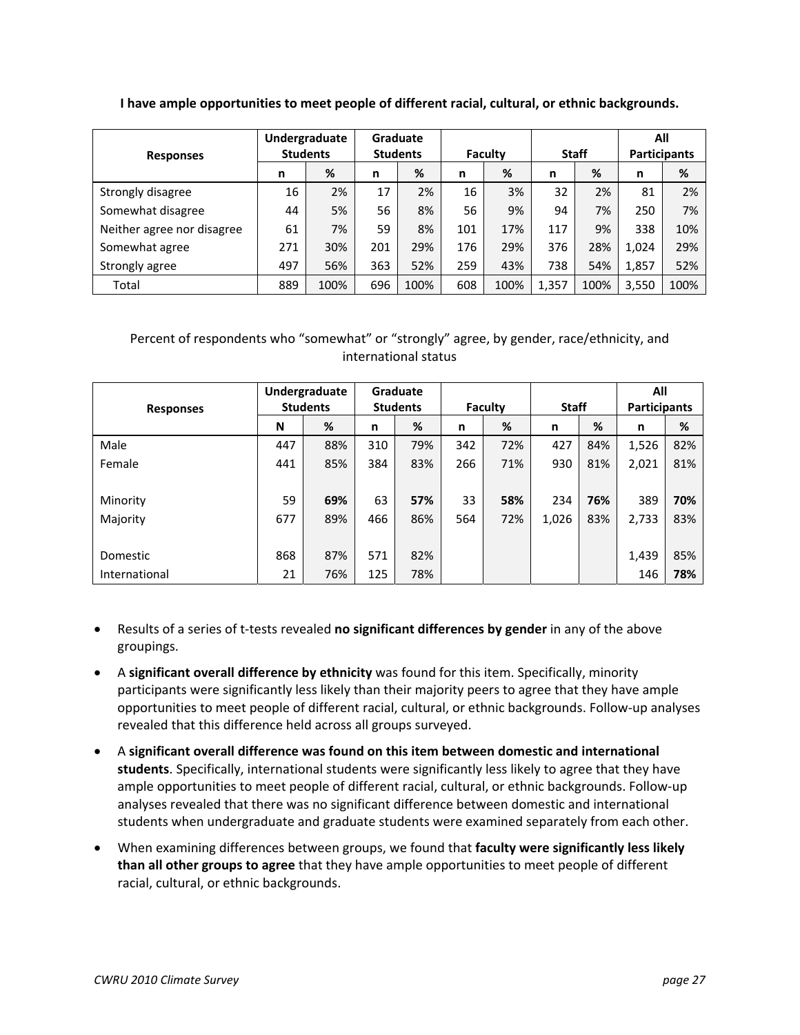**I have ample opportunities to meet people of different racial, cultural, or ethnic backgrounds.**

| Responses | Undergraduate Students | | Graduate Students | | Faculty | | Staff | | All Participants | |
|---|---|---|---|---|---|---|---|---|---|---|
| | n | % | n | % | n | % | n | % | n | % |
| Strongly disagree | 16 | 2% | 17 | 2% | 16 | 3% | 32 | 2% | 81 | 2% |
| Somewhat disagree | 44 | 5% | 56 | 8% | 56 | 9% | 94 | 7% | 250 | 7% |
| Neither agree nor disagree | 61 | 7% | 59 | 8% | 101 | 17% | 117 | 9% | 338 | 10% |
| Somewhat agree | 271 | 30% | 201 | 29% | 176 | 29% | 376 | 28% | 1,024 | 29% |
| Strongly agree | 497 | 56% | 363 | 52% | 259 | 43% | 738 | 54% | 1,857 | 52% |
| Total | 889 | 100% | 696 | 100% | 608 | 100% | 1,357 | 100% | 3,550 | 100% |

Percent of respondents who "somewhat" or "strongly" agree, by gender, race/ethnicity, and international status

| Responses | Undergraduate Students | | Graduate Students | | Faculty | | Staff | | All Participants | |
|---|---|---|---|---|---|---|---|---|---|---|
| | N | % | n | % | n | % | n | % | n | % |
| Male | 447 | 88% | 310 | 79% | 342 | 72% | 427 | 84% | 1,526 | 82% |
| Female | 441 | 85% | 384 | 83% | 266 | 71% | 930 | 81% | 2,021 | 81% |
| Minority | 59 | **69%** | 63 | **57%** | 33 | **58%** | 234 | **76%** | 389 | **70%** |
| Majority | 677 | 89% | 466 | 86% | 564 | 72% | 1,026 | 83% | 2,733 | 83% |
| Domestic | 868 | 87% | 571 | 82% | | | | | 1,439 | 85% |
| International | 21 | 76% | 125 | 78% | | | | | 146 | **78%** |

- Results of a series of t-tests revealed **no significant differences by gender** in any of the above groupings.
- A **significant overall difference by ethnicity** was found for this item. Specifically, minority participants were significantly less likely than their majority peers to agree that they have ample opportunities to meet people of different racial, cultural, or ethnic backgrounds. Follow-up analyses revealed that this difference held across all groups surveyed.
- A **significant overall difference was found on this item between domestic and international students**. Specifically, international students were significantly less likely to agree that they have ample opportunities to meet people of different racial, cultural, or ethnic backgrounds. Follow-up analyses revealed that there was no significant difference between domestic and international students when undergraduate and graduate students were examined separately from each other.
- When examining differences between groups, we found that **faculty were significantly less likely than all other groups to agree** that they have ample opportunities to meet people of different racial, cultural, or ethnic backgrounds.